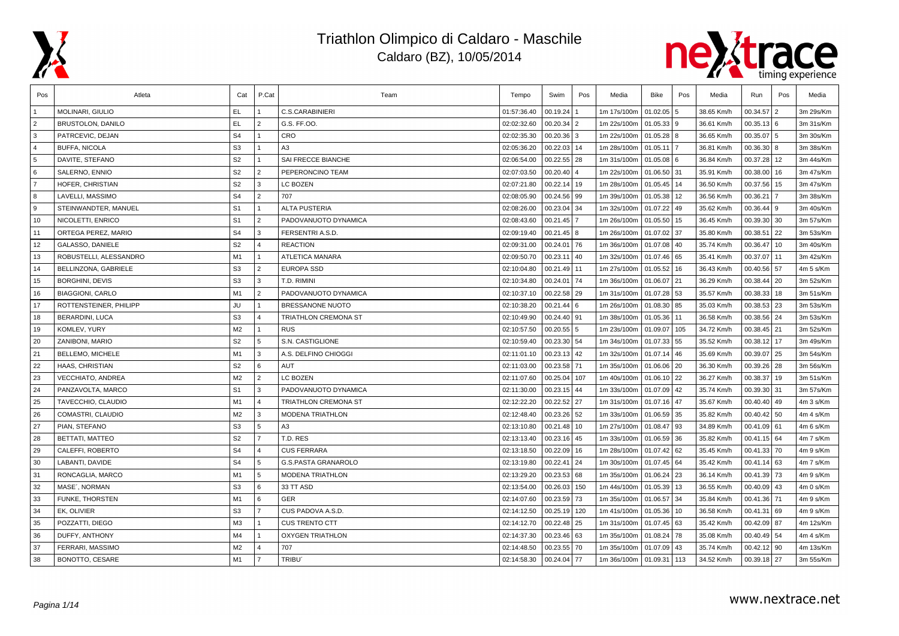# Triathlon Olimpico di Caldaro - Maschile

## Caldaro (BZ), 10/05/2014

| Pos | Atleta | Cat | P.Cat | Team | Tempo | Swim | Pos | Media | Bike | Pos | Media | Run | Pos | Media |
|---|---|---|---|---|---|---|---|---|---|---|---|---|---|---|
| 1 | MOLINARI, GIULIO | EL | 1 | C.S.CARABINIERI | 01:57:36.40 | 00.19.24 | 1 | 1m 17s/100m | 01.02.05 | 5 | 38.65 Km/h | 00.34.57 | 2 | 3m 29s/Km |
| 2 | BRUSTOLON, DANILO | EL | 2 | G.S. FF.OO. | 02:02:32.60 | 00.20.34 | 2 | 1m 22s/100m | 01.05.33 | 9 | 36.61 Km/h | 00.35.13 | 6 | 3m 31s/Km |
| 3 | PATRCEVIC, DEJAN | S4 | 1 | CRO | 02:02:35.30 | 00.20.36 | 3 | 1m 22s/100m | 01.05.28 | 8 | 36.65 Km/h | 00.35.07 | 5 | 3m 30s/Km |
| 4 | BUFFA, NICOLA | S3 | 1 | A3 | 02:05:36.20 | 00.22.03 | 14 | 1m 28s/100m | 01.05.11 | 7 | 36.81 Km/h | 00.36.30 | 8 | 3m 38s/Km |
| 5 | DAVITE, STEFANO | S2 | 1 | SAI FRECCE BIANCHE | 02:06:54.00 | 00.22.55 | 28 | 1m 31s/100m | 01.05.08 | 6 | 36.84 Km/h | 00.37.28 | 12 | 3m 44s/Km |
| 6 | SALERNO, ENNIO | S2 | 2 | PEPERONCINO TEAM | 02:07:03.50 | 00.20.40 | 4 | 1m 22s/100m | 01.06.50 | 31 | 35.91 Km/h | 00.38.00 | 16 | 3m 47s/Km |
| 7 | HOFER, CHRISTIAN | S2 | 3 | LC BOZEN | 02:07:21.80 | 00.22.14 | 19 | 1m 28s/100m | 01.05.45 | 14 | 36.50 Km/h | 00.37.56 | 15 | 3m 47s/Km |
| 8 | LAVELLI, MASSIMO | S4 | 2 | 707 | 02:08:05.90 | 00.24.56 | 99 | 1m 39s/100m | 01.05.38 | 12 | 36.56 Km/h | 00.36.21 | 7 | 3m 38s/Km |
| 9 | STEINWANDTER, MANUEL | S1 | 1 | ALTA PUSTERIA | 02:08:26.00 | 00.23.04 | 34 | 1m 32s/100m | 01.07.22 | 49 | 35.62 Km/h | 00.36.44 | 9 | 3m 40s/Km |
| 10 | NICOLETTI, ENRICO | S1 | 2 | PADOVANUOTO DYNAMICA | 02:08:43.60 | 00.21.45 | 7 | 1m 26s/100m | 01.05.50 | 15 | 36.45 Km/h | 00.39.30 | 30 | 3m 57s/Km |
| 11 | ORTEGA PEREZ, MARIO | S4 | 3 | FERSENTRI A.S.D. | 02:09:19.40 | 00.21.45 | 8 | 1m 26s/100m | 01.07.02 | 37 | 35.80 Km/h | 00.38.51 | 22 | 3m 53s/Km |
| 12 | GALASSO, DANIELE | S2 | 4 | REACTION | 02:09:31.00 | 00.24.01 | 76 | 1m 36s/100m | 01.07.08 | 40 | 35.74 Km/h | 00.36.47 | 10 | 3m 40s/Km |
| 13 | ROBUSTELLI, ALESSANDRO | M1 | 1 | ATLETICA MANARA | 02:09:50.70 | 00.23.11 | 40 | 1m 32s/100m | 01.07.46 | 65 | 35.41 Km/h | 00.37.07 | 11 | 3m 42s/Km |
| 14 | BELLINZONA, GABRIELE | S3 | 2 | EUROPA SSD | 02:10:04.80 | 00.21.49 | 11 | 1m 27s/100m | 01.05.52 | 16 | 36.43 Km/h | 00.40.56 | 57 | 4m 5 s/Km |
| 15 | BORGHINI, DEVIS | S3 | 3 | T.D. RIMINI | 02:10:34.80 | 00.24.01 | 74 | 1m 36s/100m | 01.06.07 | 21 | 36.29 Km/h | 00.38.44 | 20 | 3m 52s/Km |
| 16 | BIAGGIONI, CARLO | M1 | 2 | PADOVANUOTO DYNAMICA | 02:10:37.10 | 00.22.58 | 29 | 1m 31s/100m | 01.07.28 | 53 | 35.57 Km/h | 00.38.33 | 18 | 3m 51s/Km |
| 17 | ROTTENSTEINER, PHILIPP | JU | 1 | BRESSANONE NUOTO | 02:10:38.20 | 00.21.44 | 6 | 1m 26s/100m | 01.08.30 | 85 | 35.03 Km/h | 00.38.53 | 23 | 3m 53s/Km |
| 18 | BERARDINI, LUCA | S3 | 4 | TRIATHLON CREMONA ST | 02:10:49.90 | 00.24.40 | 91 | 1m 38s/100m | 01.05.36 | 11 | 36.58 Km/h | 00.38.56 | 24 | 3m 53s/Km |
| 19 | KOMLEV, YURY | M2 | 1 | RUS | 02:10:57.50 | 00.20.55 | 5 | 1m 23s/100m | 01.09.07 | 105 | 34.72 Km/h | 00.38.45 | 21 | 3m 52s/Km |
| 20 | ZANIBONI, MARIO | S2 | 5 | S.N. CASTIGLIONE | 02:10:59.40 | 00.23.30 | 54 | 1m 34s/100m | 01.07.33 | 55 | 35.52 Km/h | 00.38.12 | 17 | 3m 49s/Km |
| 21 | BELLEMO, MICHELE | M1 | 3 | A.S. DELFINO CHIOGGI | 02:11:01.10 | 00.23.13 | 42 | 1m 32s/100m | 01.07.14 | 46 | 35.69 Km/h | 00.39.07 | 25 | 3m 54s/Km |
| 22 | HAAS, CHRISTIAN | S2 | 6 | AUT | 02:11:03.00 | 00.23.58 | 71 | 1m 35s/100m | 01.06.06 | 20 | 36.30 Km/h | 00.39.26 | 28 | 3m 56s/Km |
| 23 | VECCHIATO, ANDREA | M2 | 2 | LC BOZEN | 02:11:07.60 | 00.25.04 | 107 | 1m 40s/100m | 01.06.10 | 22 | 36.27 Km/h | 00.38.37 | 19 | 3m 51s/Km |
| 24 | PANZAVOLTA, MARCO | S1 | 3 | PADOVANUOTO DYNAMICA | 02:11:30.00 | 00.23.15 | 44 | 1m 33s/100m | 01.07.09 | 42 | 35.74 Km/h | 00.39.30 | 31 | 3m 57s/Km |
| 25 | TAVECCHIO, CLAUDIO | M1 | 4 | TRIATHLON CREMONA ST | 02:12:22.20 | 00.22.52 | 27 | 1m 31s/100m | 01.07.16 | 47 | 35.67 Km/h | 00.40.40 | 49 | 4m 3 s/Km |
| 26 | COMASTRI, CLAUDIO | M2 | 3 | MODENA TRIATHLON | 02:12:48.40 | 00.23.26 | 52 | 1m 33s/100m | 01.06.59 | 35 | 35.82 Km/h | 00.40.42 | 50 | 4m 4 s/Km |
| 27 | PIAN, STEFANO | S3 | 5 | A3 | 02:13:10.80 | 00.21.48 | 10 | 1m 27s/100m | 01.08.47 | 93 | 34.89 Km/h | 00.41.09 | 61 | 4m 6 s/Km |
| 28 | BETTATI, MATTEO | S2 | 7 | T.D. RES | 02:13:13.40 | 00.23.16 | 45 | 1m 33s/100m | 01.06.59 | 36 | 35.82 Km/h | 00.41.15 | 64 | 4m 7 s/Km |
| 29 | CALEFFI, ROBERTO | S4 | 4 | CUS FERRARA | 02:13:18.50 | 00.22.09 | 16 | 1m 28s/100m | 01.07.42 | 62 | 35.45 Km/h | 00.41.33 | 70 | 4m 9 s/Km |
| 30 | LABANTI, DAVIDE | S4 | 5 | G.S.PASTA GRANAROLO | 02:13:19.80 | 00.22.41 | 24 | 1m 30s/100m | 01.07.45 | 64 | 35.42 Km/h | 00.41.14 | 63 | 4m 7 s/Km |
| 31 | RONCAGLIA, MARCO | M1 | 5 | MODENA TRIATHLON | 02:13:29.20 | 00.23.53 | 68 | 1m 35s/100m | 01.06.24 | 23 | 36.14 Km/h | 00.41.39 | 73 | 4m 9 s/Km |
| 32 | MASE´, NORMAN | S3 | 6 | 33 TT ASD | 02:13:54.00 | 00.26.03 | 150 | 1m 44s/100m | 01.05.39 | 13 | 36.55 Km/h | 00.40.09 | 43 | 4m 0 s/Km |
| 33 | FUNKE, THORSTEN | M1 | 6 | GER | 02:14:07.60 | 00.23.59 | 73 | 1m 35s/100m | 01.06.57 | 34 | 35.84 Km/h | 00.41.36 | 71 | 4m 9 s/Km |
| 34 | EK, OLIVIER | S3 | 7 | CUS PADOVA A.S.D. | 02:14:12.50 | 00.25.19 | 120 | 1m 41s/100m | 01.05.36 | 10 | 36.58 Km/h | 00.41.31 | 69 | 4m 9 s/Km |
| 35 | POZZATTI, DIEGO | M3 | 1 | CUS TRENTO CTT | 02:14:12.70 | 00.22.48 | 25 | 1m 31s/100m | 01.07.45 | 63 | 35.42 Km/h | 00.42.09 | 87 | 4m 12s/Km |
| 36 | DUFFY, ANTHONY | M4 | 1 | OXYGEN TRIATHLON | 02:14:37.30 | 00.23.46 | 63 | 1m 35s/100m | 01.08.24 | 78 | 35.08 Km/h | 00.40.49 | 54 | 4m 4 s/Km |
| 37 | FERRARI, MASSIMO | M2 | 4 | 707 | 02:14:48.50 | 00.23.55 | 70 | 1m 35s/100m | 01.07.09 | 43 | 35.74 Km/h | 00.42.12 | 90 | 4m 13s/Km |
| 38 | BONOTTO, CESARE | M1 | 7 | TRIBU´ | 02:14:58.30 | 00.24.04 | 77 | 1m 36s/100m | 01.09.31 | 113 | 34.52 Km/h | 00.39.18 | 27 | 3m 55s/Km |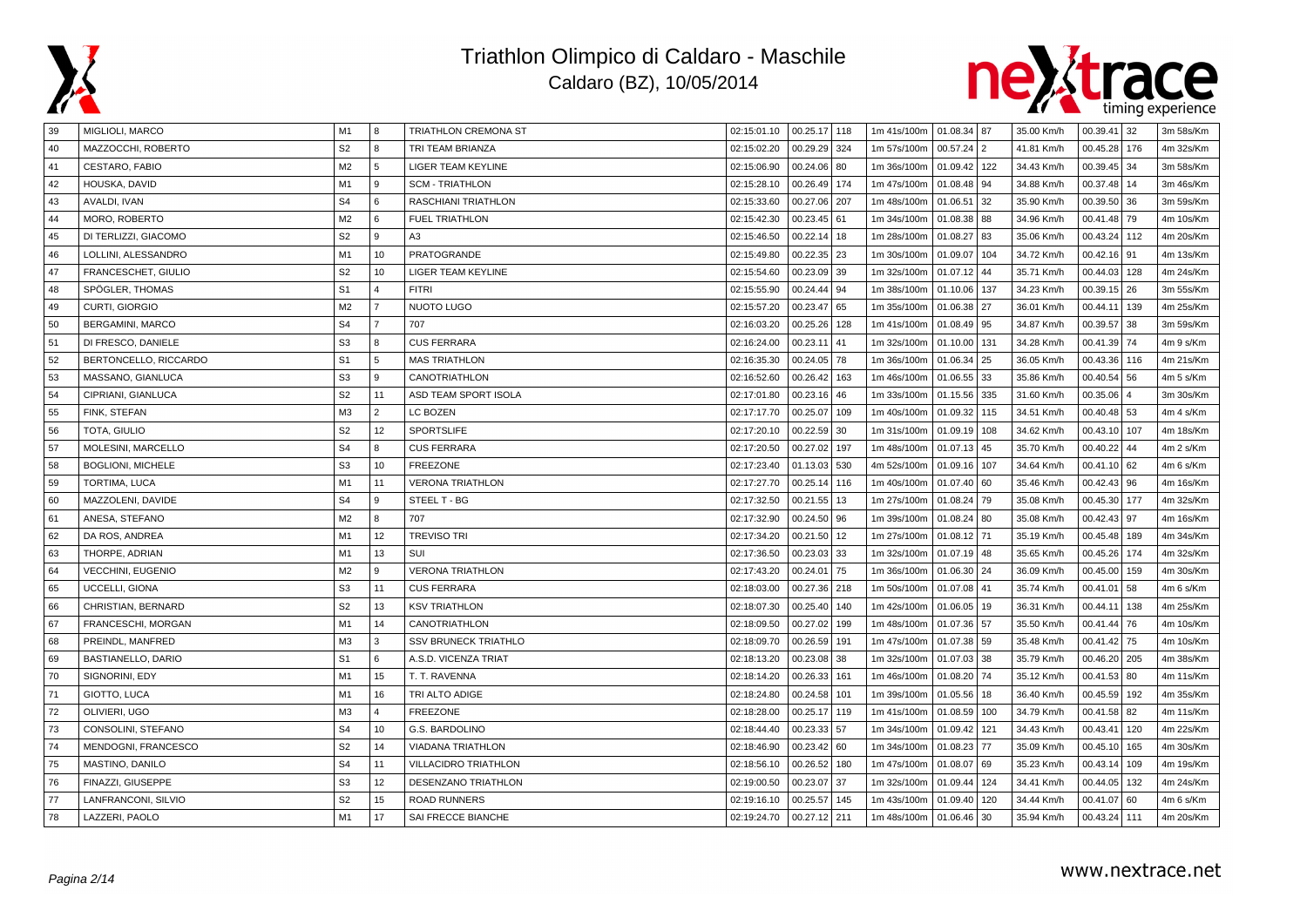# Triathlon Olimpico di Caldaro - Maschile

Caldaro (BZ), 10/05/2014

| | | | | | | | | | | | | | | | |
|---|---|---|---|---|---|---|---|---|---|---|---|---|---|---|---|
| 39 | MIGLIOLI, MARCO | M1 | 8 | TRIATHLON CREMONA ST | 02:15:01.10 | 00.25.17 | 118 | 1m 41s/100m | 01.08.34 | 87 | 35.00 Km/h | 00.39.41 | 32 | 3m 58s/Km |
| 40 | MAZZOCCHI, ROBERTO | S2 | 8 | TRI TEAM BRIANZA | 02:15:02.20 | 00.29.29 | 324 | 1m 57s/100m | 00.57.24 | 2 | 41.81 Km/h | 00.45.28 | 176 | 4m 32s/Km |
| 41 | CESTARO, FABIO | M2 | 5 | LIGER TEAM KEYLINE | 02:15:06.90 | 00.24.06 | 80 | 1m 36s/100m | 01.09.42 | 122 | 34.43 Km/h | 00.39.45 | 34 | 3m 58s/Km |
| 42 | HOUSKA, DAVID | M1 | 9 | SCM - TRIATHLON | 02:15:28.10 | 00.26.49 | 174 | 1m 47s/100m | 01.08.48 | 94 | 34.88 Km/h | 00.37.48 | 14 | 3m 46s/Km |
| 43 | AVALDI, IVAN | S4 | 6 | RASCHIANI TRIATHLON | 02:15:33.60 | 00.27.06 | 207 | 1m 48s/100m | 01.06.51 | 32 | 35.90 Km/h | 00.39.50 | 36 | 3m 59s/Km |
| 44 | MORO, ROBERTO | M2 | 6 | FUEL TRIATHLON | 02:15:42.30 | 00.23.45 | 61 | 1m 34s/100m | 01.08.38 | 88 | 34.96 Km/h | 00.41.48 | 79 | 4m 10s/Km |
| 45 | DI TERLIZZI, GIACOMO | S2 | 9 | A3 | 02:15:46.50 | 00.22.14 | 18 | 1m 28s/100m | 01.08.27 | 83 | 35.06 Km/h | 00.43.24 | 112 | 4m 20s/Km |
| 46 | LOLLINI, ALESSANDRO | M1 | 10 | PRATOGRANDE | 02:15:49.80 | 00.22.35 | 23 | 1m 30s/100m | 01.09.07 | 104 | 34.72 Km/h | 00.42.16 | 91 | 4m 13s/Km |
| 47 | FRANCESCHET, GIULIO | S2 | 10 | LIGER TEAM KEYLINE | 02:15:54.60 | 00.23.09 | 39 | 1m 32s/100m | 01.07.12 | 44 | 35.71 Km/h | 00.44.03 | 128 | 4m 24s/Km |
| 48 | SPÖGLER, THOMAS | S1 | 4 | FITRI | 02:15:55.90 | 00.24.44 | 94 | 1m 38s/100m | 01.10.06 | 137 | 34.23 Km/h | 00.39.15 | 26 | 3m 55s/Km |
| 49 | CURTI, GIORGIO | M2 | 7 | NUOTO LUGO | 02:15:57.20 | 00.23.47 | 65 | 1m 35s/100m | 01.06.38 | 27 | 36.01 Km/h | 00.44.11 | 139 | 4m 25s/Km |
| 50 | BERGAMINI, MARCO | S4 | 7 | 707 | 02:16:03.20 | 00.25.26 | 128 | 1m 41s/100m | 01.08.49 | 95 | 34.87 Km/h | 00.39.57 | 38 | 3m 59s/Km |
| 51 | DI FRESCO, DANIELE | S3 | 8 | CUS FERRARA | 02:16:24.00 | 00.23.11 | 41 | 1m 32s/100m | 01.10.00 | 131 | 34.28 Km/h | 00.41.39 | 74 | 4m 9 s/Km |
| 52 | BERTONCELLO, RICCARDO | S1 | 5 | MAS TRIATHLON | 02:16:35.30 | 00.24.05 | 78 | 1m 36s/100m | 01.06.34 | 25 | 36.05 Km/h | 00.43.36 | 116 | 4m 21s/Km |
| 53 | MASSANO, GIANLUCA | S3 | 9 | CANOTRIATHLON | 02:16:52.60 | 00.26.42 | 163 | 1m 46s/100m | 01.06.55 | 33 | 35.86 Km/h | 00.40.54 | 56 | 4m 5 s/Km |
| 54 | CIPRIANI, GIANLUCA | S2 | 11 | ASD TEAM SPORT ISOLA | 02:17:01.80 | 00.23.16 | 46 | 1m 33s/100m | 01.15.56 | 335 | 31.60 Km/h | 00.35.06 | 4 | 3m 30s/Km |
| 55 | FINK, STEFAN | M3 | 2 | LC BOZEN | 02:17:17.70 | 00.25.07 | 109 | 1m 40s/100m | 01.09.32 | 115 | 34.51 Km/h | 00.40.48 | 53 | 4m 4 s/Km |
| 56 | TOTA, GIULIO | S2 | 12 | SPORTSLIFE | 02:17:20.10 | 00.22.59 | 30 | 1m 31s/100m | 01.09.19 | 108 | 34.62 Km/h | 00.43.10 | 107 | 4m 18s/Km |
| 57 | MOLESINI, MARCELLO | S4 | 8 | CUS FERRARA | 02:17:20.50 | 00.27.02 | 197 | 1m 48s/100m | 01.07.13 | 45 | 35.70 Km/h | 00.40.22 | 44 | 4m 2 s/Km |
| 58 | BOGLIONI, MICHELE | S3 | 10 | FREEZONE | 02:17:23.40 | 01.13.03 | 530 | 4m 52s/100m | 01.09.16 | 107 | 34.64 Km/h | 00.41.10 | 62 | 4m 6 s/Km |
| 59 | TORTIMA, LUCA | M1 | 11 | VERONA TRIATHLON | 02:17:27.70 | 00.25.14 | 116 | 1m 40s/100m | 01.07.40 | 60 | 35.46 Km/h | 00.42.43 | 96 | 4m 16s/Km |
| 60 | MAZZOLENI, DAVIDE | S4 | 9 | STEEL T - BG | 02:17:32.50 | 00.21.55 | 13 | 1m 27s/100m | 01.08.24 | 79 | 35.08 Km/h | 00.45.30 | 177 | 4m 32s/Km |
| 61 | ANESA, STEFANO | M2 | 8 | 707 | 02:17:32.90 | 00.24.50 | 96 | 1m 39s/100m | 01.08.24 | 80 | 35.08 Km/h | 00.42.43 | 97 | 4m 16s/Km |
| 62 | DA ROS, ANDREA | M1 | 12 | TREVISO TRI | 02:17:34.20 | 00.21.50 | 12 | 1m 27s/100m | 01.08.12 | 71 | 35.19 Km/h | 00.45.48 | 189 | 4m 34s/Km |
| 63 | THORPE, ADRIAN | M1 | 13 | SUI | 02:17:36.50 | 00.23.03 | 33 | 1m 32s/100m | 01.07.19 | 48 | 35.65 Km/h | 00.45.26 | 174 | 4m 32s/Km |
| 64 | VECCHINI, EUGENIO | M2 | 9 | VERONA TRIATHLON | 02:17:43.20 | 00.24.01 | 75 | 1m 36s/100m | 01.06.30 | 24 | 36.09 Km/h | 00.45.00 | 159 | 4m 30s/Km |
| 65 | UCCELLI, GIONA | S3 | 11 | CUS FERRARA | 02:18:03.00 | 00.27.36 | 218 | 1m 50s/100m | 01.07.08 | 41 | 35.74 Km/h | 00.41.01 | 58 | 4m 6 s/Km |
| 66 | CHRISTIAN, BERNARD | S2 | 13 | KSV TRIATHLON | 02:18:07.30 | 00.25.40 | 140 | 1m 42s/100m | 01.06.05 | 19 | 36.31 Km/h | 00.44.11 | 138 | 4m 25s/Km |
| 67 | FRANCESCHI, MORGAN | M1 | 14 | CANOTRIATHLON | 02:18:09.50 | 00.27.02 | 199 | 1m 48s/100m | 01.07.36 | 57 | 35.50 Km/h | 00.41.44 | 76 | 4m 10s/Km |
| 68 | PREINDL, MANFRED | M3 | 3 | SSV BRUNECK TRIATHLO | 02:18:09.70 | 00.26.59 | 191 | 1m 47s/100m | 01.07.38 | 59 | 35.48 Km/h | 00.41.42 | 75 | 4m 10s/Km |
| 69 | BASTIANELLO, DARIO | S1 | 6 | A.S.D. VICENZA TRIAT | 02:18:13.20 | 00.23.08 | 38 | 1m 32s/100m | 01.07.03 | 38 | 35.79 Km/h | 00.46.20 | 205 | 4m 38s/Km |
| 70 | SIGNORINI, EDY | M1 | 15 | T. T. RAVENNA | 02:18:14.20 | 00.26.33 | 161 | 1m 46s/100m | 01.08.20 | 74 | 35.12 Km/h | 00.41.53 | 80 | 4m 11s/Km |
| 71 | GIOTTO, LUCA | M1 | 16 | TRI ALTO ADIGE | 02:18:24.80 | 00.24.58 | 101 | 1m 39s/100m | 01.05.56 | 18 | 36.40 Km/h | 00.45.59 | 192 | 4m 35s/Km |
| 72 | OLIVIERI, UGO | M3 | 4 | FREEZONE | 02:18:28.00 | 00.25.17 | 119 | 1m 41s/100m | 01.08.59 | 100 | 34.79 Km/h | 00.41.58 | 82 | 4m 11s/Km |
| 73 | CONSOLINI, STEFANO | S4 | 10 | G.S. BARDOLINO | 02:18:44.40 | 00.23.33 | 57 | 1m 34s/100m | 01.09.42 | 121 | 34.43 Km/h | 00.43.41 | 120 | 4m 22s/Km |
| 74 | MENDOGNI, FRANCESCO | S2 | 14 | VIADANA TRIATHLON | 02:18:46.90 | 00.23.42 | 60 | 1m 34s/100m | 01.08.23 | 77 | 35.09 Km/h | 00.45.10 | 165 | 4m 30s/Km |
| 75 | MASTINO, DANILO | S4 | 11 | VILLACIDRO TRIATHLON | 02:18:56.10 | 00.26.52 | 180 | 1m 47s/100m | 01.08.07 | 69 | 35.23 Km/h | 00.43.14 | 109 | 4m 19s/Km |
| 76 | FINAZZI, GIUSEPPE | S3 | 12 | DESENZANO TRIATHLON | 02:19:00.50 | 00.23.07 | 37 | 1m 32s/100m | 01.09.44 | 124 | 34.41 Km/h | 00.44.05 | 132 | 4m 24s/Km |
| 77 | LANFRANCONI, SILVIO | S2 | 15 | ROAD RUNNERS | 02:19:16.10 | 00.25.57 | 145 | 1m 43s/100m | 01.09.40 | 120 | 34.44 Km/h | 00.41.07 | 60 | 4m 6 s/Km |
| 78 | LAZZERI, PAOLO | M1 | 17 | SAI FRECCE BIANCHE | 02:19:24.70 | 00.27.12 | 211 | 1m 48s/100m | 01.06.46 | 30 | 35.94 Km/h | 00.43.24 | 111 | 4m 20s/Km |

www.nextrace.net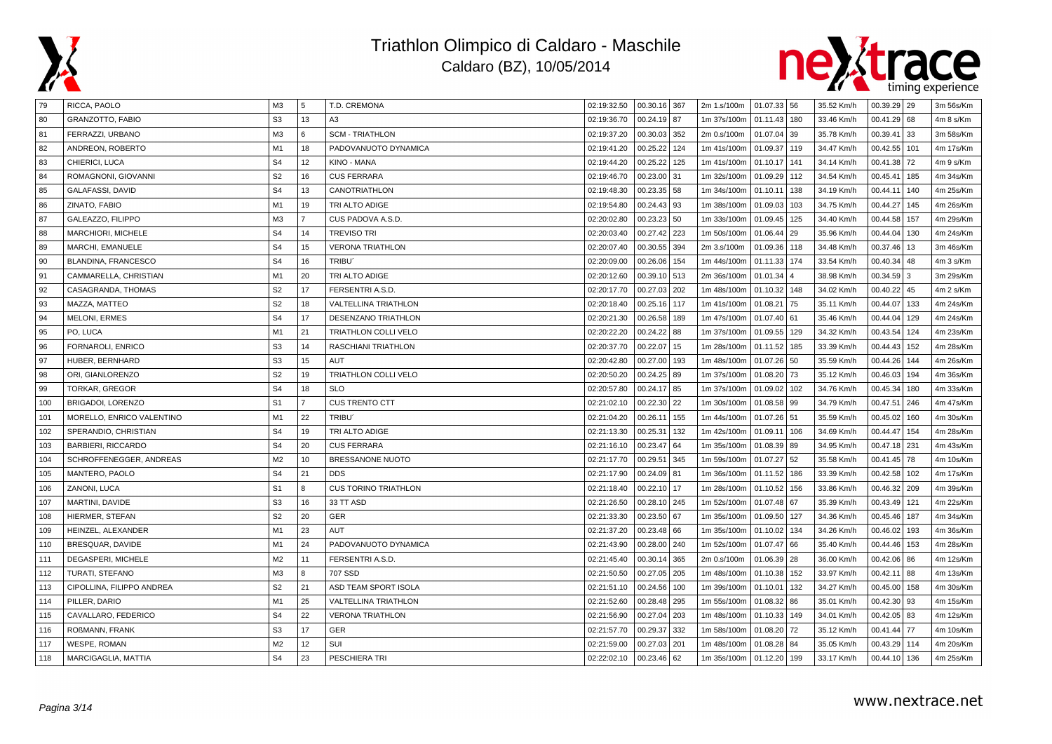# Triathlon Olimpico di Caldaro - Maschile

Caldaro (BZ), 10/05/2014

| | | | | | | | | | | | | | | |
|---|---|---|---|---|---|---|---|---|---|---|---|---|---|---|
| 79 | RICCA, PAOLO | M3 | 5 | T.D. CREMONA | 02:19:32.50 | 00.30.16 | 367 | 2m 1.s/100m | 01.07.33 | 56 | 35.52 Km/h | 00.39.29 | 29 | 3m 56s/Km |
| 80 | GRANZOTTO, FABIO | S3 | 13 | A3 | 02:19:36.70 | 00.24.19 | 87 | 1m 37s/100m | 01.11.43 | 180 | 33.46 Km/h | 00.41.29 | 68 | 4m 8 s/Km |
| 81 | FERRAZZI, URBANO | M3 | 6 | SCM - TRIATHLON | 02:19:37.20 | 00.30.03 | 352 | 2m 0.s/100m | 01.07.04 | 39 | 35.78 Km/h | 00.39.41 | 33 | 3m 58s/Km |
| 82 | ANDREON, ROBERTO | M1 | 18 | PADOVANUOTO DYNAMICA | 02:19:41.20 | 00.25.22 | 124 | 1m 41s/100m | 01.09.37 | 119 | 34.47 Km/h | 00.42.55 | 101 | 4m 17s/Km |
| 83 | CHIERICI, LUCA | S4 | 12 | KINO - MANA | 02:19:44.20 | 00.25.22 | 125 | 1m 41s/100m | 01.10.17 | 141 | 34.14 Km/h | 00.41.38 | 72 | 4m 9 s/Km |
| 84 | ROMAGNONI, GIOVANNI | S2 | 16 | CUS FERRARA | 02:19:46.70 | 00.23.00 | 31 | 1m 32s/100m | 01.09.29 | 112 | 34.54 Km/h | 00.45.41 | 185 | 4m 34s/Km |
| 85 | GALAFASSI, DAVID | S4 | 13 | CANOTRIATHLON | 02:19:48.30 | 00.23.35 | 58 | 1m 34s/100m | 01.10.11 | 138 | 34.19 Km/h | 00.44.11 | 140 | 4m 25s/Km |
| 86 | ZINATO, FABIO | M1 | 19 | TRI ALTO ADIGE | 02:19:54.80 | 00.24.43 | 93 | 1m 38s/100m | 01.09.03 | 103 | 34.75 Km/h | 00.44.27 | 145 | 4m 26s/Km |
| 87 | GALEAZZO, FILIPPO | M3 | 7 | CUS PADOVA A.S.D. | 02:20:02.80 | 00.23.23 | 50 | 1m 33s/100m | 01.09.45 | 125 | 34.40 Km/h | 00.44.58 | 157 | 4m 29s/Km |
| 88 | MARCHIORI, MICHELE | S4 | 14 | TREVISO TRI | 02:20:03.40 | 00.27.42 | 223 | 1m 50s/100m | 01.06.44 | 29 | 35.96 Km/h | 00.44.04 | 130 | 4m 24s/Km |
| 89 | MARCHI, EMANUELE | S4 | 15 | VERONA TRIATHLON | 02:20:07.40 | 00.30.55 | 394 | 2m 3.s/100m | 01.09.36 | 118 | 34.48 Km/h | 00.37.46 | 13 | 3m 46s/Km |
| 90 | BLANDINA, FRANCESCO | S4 | 16 | TRIBU´ | 02:20:09.00 | 00.26.06 | 154 | 1m 44s/100m | 01.11.33 | 174 | 33.54 Km/h | 00.40.34 | 48 | 4m 3 s/Km |
| 91 | CAMMARELLA, CHRISTIAN | M1 | 20 | TRI ALTO ADIGE | 02:20:12.60 | 00.39.10 | 513 | 2m 36s/100m | 01.01.34 | 4 | 38.98 Km/h | 00.34.59 | 3 | 3m 29s/Km |
| 92 | CASAGRANDA, THOMAS | S2 | 17 | FERSENTRI A.S.D. | 02:20:17.70 | 00.27.03 | 202 | 1m 48s/100m | 01.10.32 | 148 | 34.02 Km/h | 00.40.22 | 45 | 4m 2 s/Km |
| 93 | MAZZA, MATTEO | S2 | 18 | VALTELLINA TRIATHLON | 02:20:18.40 | 00.25.16 | 117 | 1m 41s/100m | 01.08.21 | 75 | 35.11 Km/h | 00.44.07 | 133 | 4m 24s/Km |
| 94 | MELONI, ERMES | S4 | 17 | DESENZANO TRIATHLON | 02:20:21.30 | 00.26.58 | 189 | 1m 47s/100m | 01.07.40 | 61 | 35.46 Km/h | 00.44.04 | 129 | 4m 24s/Km |
| 95 | PO, LUCA | M1 | 21 | TRIATHLON COLLI VELO | 02:20:22.20 | 00.24.22 | 88 | 1m 37s/100m | 01.09.55 | 129 | 34.32 Km/h | 00.43.54 | 124 | 4m 23s/Km |
| 96 | FORNAROLI, ENRICO | S3 | 14 | RASCHIANI TRIATHLON | 02:20:37.70 | 00.22.07 | 15 | 1m 28s/100m | 01.11.52 | 185 | 33.39 Km/h | 00.44.43 | 152 | 4m 28s/Km |
| 97 | HUBER, BERNHARD | S3 | 15 | AUT | 02:20:42.80 | 00.27.00 | 193 | 1m 48s/100m | 01.07.26 | 50 | 35.59 Km/h | 00.44.26 | 144 | 4m 26s/Km |
| 98 | ORI, GIANLORENZO | S2 | 19 | TRIATHLON COLLI VELO | 02:20:50.20 | 00.24.25 | 89 | 1m 37s/100m | 01.08.20 | 73 | 35.12 Km/h | 00.46.03 | 194 | 4m 36s/Km |
| 99 | TORKAR, GREGOR | S4 | 18 | SLO | 02:20:57.80 | 00.24.17 | 85 | 1m 37s/100m | 01.09.02 | 102 | 34.76 Km/h | 00.45.34 | 180 | 4m 33s/Km |
| 100 | BRIGADOI, LORENZO | S1 | 7 | CUS TRENTO CTT | 02:21:02.10 | 00.22.30 | 22 | 1m 30s/100m | 01.08.58 | 99 | 34.79 Km/h | 00.47.51 | 246 | 4m 47s/Km |
| 101 | MORELLO, ENRICO VALENTINO | M1 | 22 | TRIBU´ | 02:21:04.20 | 00.26.11 | 155 | 1m 44s/100m | 01.07.26 | 51 | 35.59 Km/h | 00.45.02 | 160 | 4m 30s/Km |
| 102 | SPERANDIO, CHRISTIAN | S4 | 19 | TRI ALTO ADIGE | 02:21:13.30 | 00.25.31 | 132 | 1m 42s/100m | 01.09.11 | 106 | 34.69 Km/h | 00.44.47 | 154 | 4m 28s/Km |
| 103 | BARBIERI, RICCARDO | S4 | 20 | CUS FERRARA | 02:21:16.10 | 00.23.47 | 64 | 1m 35s/100m | 01.08.39 | 89 | 34.95 Km/h | 00.47.18 | 231 | 4m 43s/Km |
| 104 | SCHROFFENEGGER, ANDREAS | M2 | 10 | BRESSANONE NUOTO | 02:21:17.70 | 00.29.51 | 345 | 1m 59s/100m | 01.07.27 | 52 | 35.58 Km/h | 00.41.45 | 78 | 4m 10s/Km |
| 105 | MANTERO, PAOLO | S4 | 21 | DDS | 02:21:17.90 | 00.24.09 | 81 | 1m 36s/100m | 01.11.52 | 186 | 33.39 Km/h | 00.42.58 | 102 | 4m 17s/Km |
| 106 | ZANONI, LUCA | S1 | 8 | CUS TORINO TRIATHLON | 02:21:18.40 | 00.22.10 | 17 | 1m 28s/100m | 01.10.52 | 156 | 33.86 Km/h | 00.46.32 | 209 | 4m 39s/Km |
| 107 | MARTINI, DAVIDE | S3 | 16 | 33 TT ASD | 02:21:26.50 | 00.28.10 | 245 | 1m 52s/100m | 01.07.48 | 67 | 35.39 Km/h | 00.43.49 | 121 | 4m 22s/Km |
| 108 | HIERMER, STEFAN | S2 | 20 | GER | 02:21:33.30 | 00.23.50 | 67 | 1m 35s/100m | 01.09.50 | 127 | 34.36 Km/h | 00.45.46 | 187 | 4m 34s/Km |
| 109 | HEINZEL, ALEXANDER | M1 | 23 | AUT | 02:21:37.20 | 00.23.48 | 66 | 1m 35s/100m | 01.10.02 | 134 | 34.26 Km/h | 00.46.02 | 193 | 4m 36s/Km |
| 110 | BRESQUAR, DAVIDE | M1 | 24 | PADOVANUOTO DYNAMICA | 02:21:43.90 | 00.28.00 | 240 | 1m 52s/100m | 01.07.47 | 66 | 35.40 Km/h | 00.44.46 | 153 | 4m 28s/Km |
| 111 | DEGASPERI, MICHELE | M2 | 11 | FERSENTRI A.S.D. | 02:21:45.40 | 00.30.14 | 365 | 2m 0.s/100m | 01.06.39 | 28 | 36.00 Km/h | 00.42.06 | 86 | 4m 12s/Km |
| 112 | TURATI, STEFANO | M3 | 8 | 707 SSD | 02:21:50.50 | 00.27.05 | 205 | 1m 48s/100m | 01.10.38 | 152 | 33.97 Km/h | 00.42.11 | 88 | 4m 13s/Km |
| 113 | CIPOLLINA, FILIPPO ANDREA | S2 | 21 | ASD TEAM SPORT ISOLA | 02:21:51.10 | 00.24.56 | 100 | 1m 39s/100m | 01.10.01 | 132 | 34.27 Km/h | 00.45.00 | 158 | 4m 30s/Km |
| 114 | PILLER, DARIO | M1 | 25 | VALTELLINA TRIATHLON | 02:21:52.60 | 00.28.48 | 295 | 1m 55s/100m | 01.08.32 | 86 | 35.01 Km/h | 00.42.30 | 93 | 4m 15s/Km |
| 115 | CAVALLARO, FEDERICO | S4 | 22 | VERONA TRIATHLON | 02:21:56.90 | 00.27.04 | 203 | 1m 48s/100m | 01.10.33 | 149 | 34.01 Km/h | 00.42.05 | 83 | 4m 12s/Km |
| 116 | ROßMANN, FRANK | S3 | 17 | GER | 02:21:57.70 | 00.29.37 | 332 | 1m 58s/100m | 01.08.20 | 72 | 35.12 Km/h | 00.41.44 | 77 | 4m 10s/Km |
| 117 | WESPE, ROMAN | M2 | 12 | SUI | 02:21:59.00 | 00.27.03 | 201 | 1m 48s/100m | 01.08.28 | 84 | 35.05 Km/h | 00.43.29 | 114 | 4m 20s/Km |
| 118 | MARCIGAGLIA, MATTIA | S4 | 23 | PESCHIERA TRI | 02:22:02.10 | 00.23.46 | 62 | 1m 35s/100m | 01.12.20 | 199 | 33.17 Km/h | 00.44.10 | 136 | 4m 25s/Km |

www.nextrace.net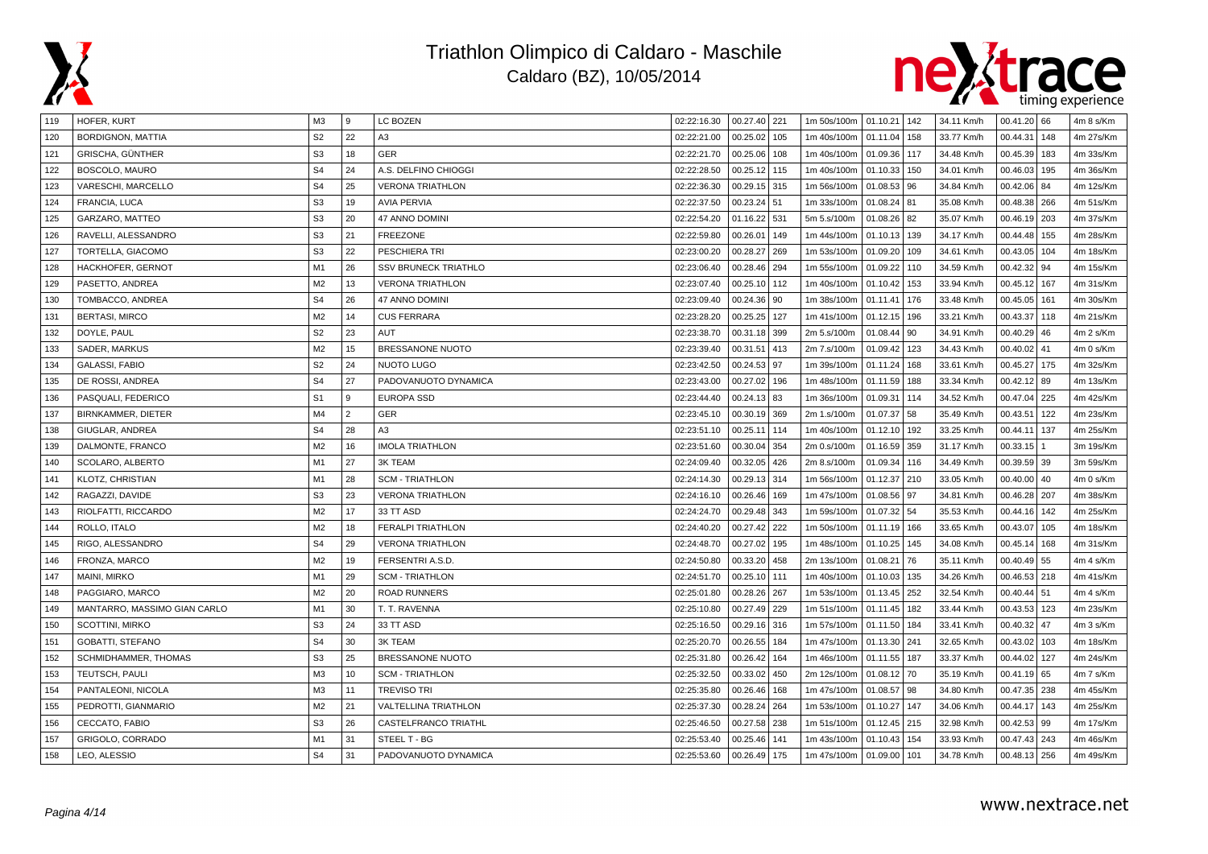# Triathlon Olimpico di Caldaro - Maschile

Caldaro (BZ), 10/05/2014

| | | | | | | | | | | | | | | | |
|---|---|---|---|---|---|---|---|---|---|---|---|---|---|---|---|
| 119 | HOFER, KURT | M3 | 9 | LC BOZEN | 02:22:16.30 | 00.27.40 | 221 | 1m 50s/100m | 01.10.21 | 142 | 34.11 Km/h | 00.41.20 | 66 | 4m 8 s/Km |
| 120 | BORDIGNON, MATTIA | S2 | 22 | A3 | 02:22:21.00 | 00.25.02 | 105 | 1m 40s/100m | 01.11.04 | 158 | 33.77 Km/h | 00.44.31 | 148 | 4m 27s/Km |
| 121 | GRISCHA, GÜNTHER | S3 | 18 | GER | 02:22:21.70 | 00.25.06 | 108 | 1m 40s/100m | 01.09.36 | 117 | 34.48 Km/h | 00.45.39 | 183 | 4m 33s/Km |
| 122 | BOSCOLO, MAURO | S4 | 24 | A.S. DELFINO CHIOGGI | 02:22:28.50 | 00.25.12 | 115 | 1m 40s/100m | 01.10.33 | 150 | 34.01 Km/h | 00.46.03 | 195 | 4m 36s/Km |
| 123 | VARESCHI, MARCELLO | S4 | 25 | VERONA TRIATHLON | 02:22:36.30 | 00.29.15 | 315 | 1m 56s/100m | 01.08.53 | 96 | 34.84 Km/h | 00.42.06 | 84 | 4m 12s/Km |
| 124 | FRANCIA, LUCA | S3 | 19 | AVIA PERVIA | 02:22:37.50 | 00.23.24 | 51 | 1m 33s/100m | 01.08.24 | 81 | 35.08 Km/h | 00.48.38 | 266 | 4m 51s/Km |
| 125 | GARZARO, MATTEO | S3 | 20 | 47 ANNO DOMINI | 02:22:54.20 | 01.16.22 | 531 | 5m 5.s/100m | 01.08.26 | 82 | 35.07 Km/h | 00.46.19 | 203 | 4m 37s/Km |
| 126 | RAVELLI, ALESSANDRO | S3 | 21 | FREEZONE | 02:22:59.80 | 00.26.01 | 149 | 1m 44s/100m | 01.10.13 | 139 | 34.17 Km/h | 00.44.48 | 155 | 4m 28s/Km |
| 127 | TORTELLA, GIACOMO | S3 | 22 | PESCHIERA TRI | 02:23:00.20 | 00.28.27 | 269 | 1m 53s/100m | 01.09.20 | 109 | 34.61 Km/h | 00.43.05 | 104 | 4m 18s/Km |
| 128 | HACKHOFER, GERNOT | M1 | 26 | SSV BRUNECK TRIATHLO | 02:23:06.40 | 00.28.46 | 294 | 1m 55s/100m | 01.09.22 | 110 | 34.59 Km/h | 00.42.32 | 94 | 4m 15s/Km |
| 129 | PASETTO, ANDREA | M2 | 13 | VERONA TRIATHLON | 02:23:07.40 | 00.25.10 | 112 | 1m 40s/100m | 01.10.42 | 153 | 33.94 Km/h | 00.45.12 | 167 | 4m 31s/Km |
| 130 | TOMBACCO, ANDREA | S4 | 26 | 47 ANNO DOMINI | 02:23:09.40 | 00.24.36 | 90 | 1m 38s/100m | 01.11.41 | 176 | 33.48 Km/h | 00.45.05 | 161 | 4m 30s/Km |
| 131 | BERTASI, MIRCO | M2 | 14 | CUS FERRARA | 02:23:28.20 | 00.25.25 | 127 | 1m 41s/100m | 01.12.15 | 196 | 33.21 Km/h | 00.43.37 | 118 | 4m 21s/Km |
| 132 | DOYLE, PAUL | S2 | 23 | AUT | 02:23:38.70 | 00.31.18 | 399 | 2m 5.s/100m | 01.08.44 | 90 | 34.91 Km/h | 00.40.29 | 46 | 4m 2 s/Km |
| 133 | SADER, MARKUS | M2 | 15 | BRESSANONE NUOTO | 02:23:39.40 | 00.31.51 | 413 | 2m 7.s/100m | 01.09.42 | 123 | 34.43 Km/h | 00.40.02 | 41 | 4m 0 s/Km |
| 134 | GALASSI, FABIO | S2 | 24 | NUOTO LUGO | 02:23:42.50 | 00.24.53 | 97 | 1m 39s/100m | 01.11.24 | 168 | 33.61 Km/h | 00.45.27 | 175 | 4m 32s/Km |
| 135 | DE ROSSI, ANDREA | S4 | 27 | PADOVANUOTO DYNAMICA | 02:23:43.00 | 00.27.02 | 196 | 1m 48s/100m | 01.11.59 | 188 | 33.34 Km/h | 00.42.12 | 89 | 4m 13s/Km |
| 136 | PASQUALI, FEDERICO | S1 | 9 | EUROPA SSD | 02:23:44.40 | 00.24.13 | 83 | 1m 36s/100m | 01.09.31 | 114 | 34.52 Km/h | 00.47.04 | 225 | 4m 42s/Km |
| 137 | BIRNKAMMER, DIETER | M4 | 2 | GER | 02:23:45.10 | 00.30.19 | 369 | 2m 1.s/100m | 01.07.37 | 58 | 35.49 Km/h | 00.43.51 | 122 | 4m 23s/Km |
| 138 | GIUGLAR, ANDREA | S4 | 28 | A3 | 02:23:51.10 | 00.25.11 | 114 | 1m 40s/100m | 01.12.10 | 192 | 33.25 Km/h | 00.44.11 | 137 | 4m 25s/Km |
| 139 | DALMONTE, FRANCO | M2 | 16 | IMOLA TRIATHLON | 02:23:51.60 | 00.30.04 | 354 | 2m 0.s/100m | 01.16.59 | 359 | 31.17 Km/h | 00.33.15 | 1 | 3m 19s/Km |
| 140 | SCOLARO, ALBERTO | M1 | 27 | 3K TEAM | 02:24:09.40 | 00.32.05 | 426 | 2m 8.s/100m | 01.09.34 | 116 | 34.49 Km/h | 00.39.59 | 39 | 3m 59s/Km |
| 141 | KLOTZ, CHRISTIAN | M1 | 28 | SCM - TRIATHLON | 02:24:14.30 | 00.29.13 | 314 | 1m 56s/100m | 01.12.37 | 210 | 33.05 Km/h | 00.40.00 | 40 | 4m 0 s/Km |
| 142 | RAGAZZI, DAVIDE | S3 | 23 | VERONA TRIATHLON | 02:24:16.10 | 00.26.46 | 169 | 1m 47s/100m | 01.08.56 | 97 | 34.81 Km/h | 00.46.28 | 207 | 4m 38s/Km |
| 143 | RIOLFATTI, RICCARDO | M2 | 17 | 33 TT ASD | 02:24:24.70 | 00.29.48 | 343 | 1m 59s/100m | 01.07.32 | 54 | 35.53 Km/h | 00.44.16 | 142 | 4m 25s/Km |
| 144 | ROLLO, ITALO | M2 | 18 | FERALPI TRIATHLON | 02:24:40.20 | 00.27.42 | 222 | 1m 50s/100m | 01.11.19 | 166 | 33.65 Km/h | 00.43.07 | 105 | 4m 18s/Km |
| 145 | RIGO, ALESSANDRO | S4 | 29 | VERONA TRIATHLON | 02:24:48.70 | 00.27.02 | 195 | 1m 48s/100m | 01.10.25 | 145 | 34.08 Km/h | 00.45.14 | 168 | 4m 31s/Km |
| 146 | FRONZA, MARCO | M2 | 19 | FERSENTRI A.S.D. | 02:24:50.80 | 00.33.20 | 458 | 2m 13s/100m | 01.08.21 | 76 | 35.11 Km/h | 00.40.49 | 55 | 4m 4 s/Km |
| 147 | MAINI, MIRKO | M1 | 29 | SCM - TRIATHLON | 02:24:51.70 | 00.25.10 | 111 | 1m 40s/100m | 01.10.03 | 135 | 34.26 Km/h | 00.46.53 | 218 | 4m 41s/Km |
| 148 | PAGGIARO, MARCO | M2 | 20 | ROAD RUNNERS | 02:25:01.80 | 00.28.26 | 267 | 1m 53s/100m | 01.13.45 | 252 | 32.54 Km/h | 00.40.44 | 51 | 4m 4 s/Km |
| 149 | MANTARRO, MASSIMO GIAN CARLO | M1 | 30 | T. T. RAVENNA | 02:25:10.80 | 00.27.49 | 229 | 1m 51s/100m | 01.11.45 | 182 | 33.44 Km/h | 00.43.53 | 123 | 4m 23s/Km |
| 150 | SCOTTINI, MIRKO | S3 | 24 | 33 TT ASD | 02:25:16.50 | 00.29.16 | 316 | 1m 57s/100m | 01.11.50 | 184 | 33.41 Km/h | 00.40.32 | 47 | 4m 3 s/Km |
| 151 | GOBATTI, STEFANO | S4 | 30 | 3K TEAM | 02:25:20.70 | 00.26.55 | 184 | 1m 47s/100m | 01.13.30 | 241 | 32.65 Km/h | 00.43.02 | 103 | 4m 18s/Km |
| 152 | SCHMIDHAMMER, THOMAS | S3 | 25 | BRESSANONE NUOTO | 02:25:31.80 | 00.26.42 | 164 | 1m 46s/100m | 01.11.55 | 187 | 33.37 Km/h | 00.44.02 | 127 | 4m 24s/Km |
| 153 | TEUTSCH, PAULI | M3 | 10 | SCM - TRIATHLON | 02:25:32.50 | 00.33.02 | 450 | 2m 12s/100m | 01.08.12 | 70 | 35.19 Km/h | 00.41.19 | 65 | 4m 7 s/Km |
| 154 | PANTALEONI, NICOLA | M3 | 11 | TREVISO TRI | 02:25:35.80 | 00.26.46 | 168 | 1m 47s/100m | 01.08.57 | 98 | 34.80 Km/h | 00.47.35 | 238 | 4m 45s/Km |
| 155 | PEDROTTI, GIANMARIO | M2 | 21 | VALTELLINA TRIATHLON | 02:25:37.30 | 00.28.24 | 264 | 1m 53s/100m | 01.10.27 | 147 | 34.06 Km/h | 00.44.17 | 143 | 4m 25s/Km |
| 156 | CECCATO, FABIO | S3 | 26 | CASTELFRANCO TRIATHL | 02:25:46.50 | 00.27.58 | 238 | 1m 51s/100m | 01.12.45 | 215 | 32.98 Km/h | 00.42.53 | 99 | 4m 17s/Km |
| 157 | GRIGOLO, CORRADO | M1 | 31 | STEEL T - BG | 02:25:53.40 | 00.25.46 | 141 | 1m 43s/100m | 01.10.43 | 154 | 33.93 Km/h | 00.47.43 | 243 | 4m 46s/Km |
| 158 | LEO, ALESSIO | S4 | 31 | PADOVANUOTO DYNAMICA | 02:25:53.60 | 00.26.49 | 175 | 1m 47s/100m | 01.09.00 | 101 | 34.78 Km/h | 00.48.13 | 256 | 4m 49s/Km |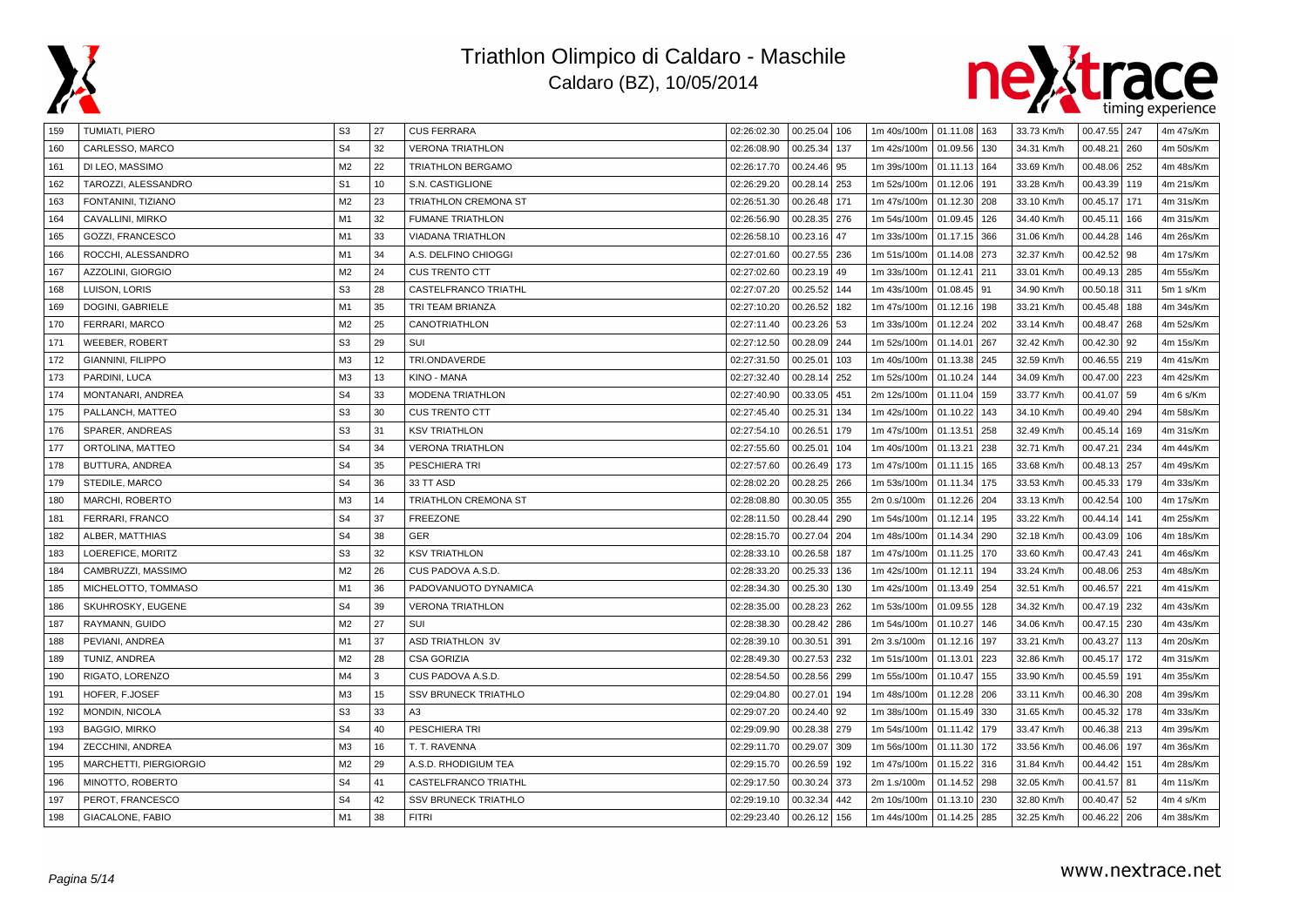# Triathlon Olimpico di Caldaro - Maschile

## Caldaro (BZ), 10/05/2014

| | | | | | | | | | | | | | | | |
|---|---|---|---|---|---|---|---|---|---|---|---|---|---|---|---|
| 159 | TUMIATI, PIERO | S3 | 27 | CUS FERRARA | 02:26:02.30 | 00.25.04 | 106 | 1m 40s/100m | 01.11.08 | 163 | 33.73 Km/h | 00.47.55 | 247 | 4m 47s/Km |
| 160 | CARLESSO, MARCO | S4 | 32 | VERONA TRIATHLON | 02:26:08.90 | 00.25.34 | 137 | 1m 42s/100m | 01.09.56 | 130 | 34.31 Km/h | 00.48.21 | 260 | 4m 50s/Km |
| 161 | DI LEO, MASSIMO | M2 | 22 | TRIATHLON BERGAMO | 02:26:17.70 | 00.24.46 | 95 | 1m 39s/100m | 01.11.13 | 164 | 33.69 Km/h | 00.48.06 | 252 | 4m 48s/Km |
| 162 | TAROZZI, ALESSANDRO | S1 | 10 | S.N. CASTIGLIONE | 02:26:29.20 | 00.28.14 | 253 | 1m 52s/100m | 01.12.06 | 191 | 33.28 Km/h | 00.43.39 | 119 | 4m 21s/Km |
| 163 | FONTANINI, TIZIANO | M2 | 23 | TRIATHLON CREMONA ST | 02:26:51.30 | 00.26.48 | 171 | 1m 47s/100m | 01.12.30 | 208 | 33.10 Km/h | 00.45.17 | 171 | 4m 31s/Km |
| 164 | CAVALLINI, MIRKO | M1 | 32 | FUMANE TRIATHLON | 02:26:56.90 | 00.28.35 | 276 | 1m 54s/100m | 01.09.45 | 126 | 34.40 Km/h | 00.45.11 | 166 | 4m 31s/Km |
| 165 | GOZZI, FRANCESCO | M1 | 33 | VIADANA TRIATHLON | 02:26:58.10 | 00.23.16 | 47 | 1m 33s/100m | 01.17.15 | 366 | 31.06 Km/h | 00.44.28 | 146 | 4m 26s/Km |
| 166 | ROCCHI, ALESSANDRO | M1 | 34 | A.S. DELFINO CHIOGGI | 02:27:01.60 | 00.27.55 | 236 | 1m 51s/100m | 01.14.08 | 273 | 32.37 Km/h | 00.42.52 | 98 | 4m 17s/Km |
| 167 | AZZOLINI, GIORGIO | M2 | 24 | CUS TRENTO CTT | 02:27:02.60 | 00.23.19 | 49 | 1m 33s/100m | 01.12.41 | 211 | 33.01 Km/h | 00.49.13 | 285 | 4m 55s/Km |
| 168 | LUISON, LORIS | S3 | 28 | CASTELFRANCO TRIATHL | 02:27:07.20 | 00.25.52 | 144 | 1m 43s/100m | 01.08.45 | 91 | 34.90 Km/h | 00.50.18 | 311 | 5m 1 s/Km |
| 169 | DOGINI, GABRIELE | M1 | 35 | TRI TEAM BRIANZA | 02:27:10.20 | 00.26.52 | 182 | 1m 47s/100m | 01.12.16 | 198 | 33.21 Km/h | 00.45.48 | 188 | 4m 34s/Km |
| 170 | FERRARI, MARCO | M2 | 25 | CANOTRIATHLON | 02:27:11.40 | 00.23.26 | 53 | 1m 33s/100m | 01.12.24 | 202 | 33.14 Km/h | 00.48.47 | 268 | 4m 52s/Km |
| 171 | WEEBER, ROBERT | S3 | 29 | SUI | 02:27:12.50 | 00.28.09 | 244 | 1m 52s/100m | 01.14.01 | 267 | 32.42 Km/h | 00.42.30 | 92 | 4m 15s/Km |
| 172 | GIANNINI, FILIPPO | M3 | 12 | TRI.ONDAVERDE | 02:27:31.50 | 00.25.01 | 103 | 1m 40s/100m | 01.13.38 | 245 | 32.59 Km/h | 00.46.55 | 219 | 4m 41s/Km |
| 173 | PARDINI, LUCA | M3 | 13 | KINO - MANA | 02:27:32.40 | 00.28.14 | 252 | 1m 52s/100m | 01.10.24 | 144 | 34.09 Km/h | 00.47.00 | 223 | 4m 42s/Km |
| 174 | MONTANARI, ANDREA | S4 | 33 | MODENA TRIATHLON | 02:27:40.90 | 00.33.05 | 451 | 2m 12s/100m | 01.11.04 | 159 | 33.77 Km/h | 00.41.07 | 59 | 4m 6 s/Km |
| 175 | PALLANCH, MATTEO | S3 | 30 | CUS TRENTO CTT | 02:27:45.40 | 00.25.31 | 134 | 1m 42s/100m | 01.10.22 | 143 | 34.10 Km/h | 00.49.40 | 294 | 4m 58s/Km |
| 176 | SPARER, ANDREAS | S3 | 31 | KSV TRIATHLON | 02:27:54.10 | 00.26.51 | 179 | 1m 47s/100m | 01.13.51 | 258 | 32.49 Km/h | 00.45.14 | 169 | 4m 31s/Km |
| 177 | ORTOLINA, MATTEO | S4 | 34 | VERONA TRIATHLON | 02:27:55.60 | 00.25.01 | 104 | 1m 40s/100m | 01.13.21 | 238 | 32.71 Km/h | 00.47.21 | 234 | 4m 44s/Km |
| 178 | BUTTURA, ANDREA | S4 | 35 | PESCHIERA TRI | 02:27:57.60 | 00.26.49 | 173 | 1m 47s/100m | 01.11.15 | 165 | 33.68 Km/h | 00.48.13 | 257 | 4m 49s/Km |
| 179 | STEDILE, MARCO | S4 | 36 | 33 TT ASD | 02:28:02.20 | 00.28.25 | 266 | 1m 53s/100m | 01.11.34 | 175 | 33.53 Km/h | 00.45.33 | 179 | 4m 33s/Km |
| 180 | MARCHI, ROBERTO | M3 | 14 | TRIATHLON CREMONA ST | 02:28:08.80 | 00.30.05 | 355 | 2m 0.s/100m | 01.12.26 | 204 | 33.13 Km/h | 00.42.54 | 100 | 4m 17s/Km |
| 181 | FERRARI, FRANCO | S4 | 37 | FREEZONE | 02:28:11.50 | 00.28.44 | 290 | 1m 54s/100m | 01.12.14 | 195 | 33.22 Km/h | 00.44.14 | 141 | 4m 25s/Km |
| 182 | ALBER, MATTHIAS | S4 | 38 | GER | 02:28:15.70 | 00.27.04 | 204 | 1m 48s/100m | 01.14.34 | 290 | 32.18 Km/h | 00.43.09 | 106 | 4m 18s/Km |
| 183 | LOEREFICE, MORITZ | S3 | 32 | KSV TRIATHLON | 02:28:33.10 | 00.26.58 | 187 | 1m 47s/100m | 01.11.25 | 170 | 33.60 Km/h | 00.47.43 | 241 | 4m 46s/Km |
| 184 | CAMBRUZZI, MASSIMO | M2 | 26 | CUS PADOVA A.S.D. | 02:28:33.20 | 00.25.33 | 136 | 1m 42s/100m | 01.12.11 | 194 | 33.24 Km/h | 00.48.06 | 253 | 4m 48s/Km |
| 185 | MICHELOTTO, TOMMASO | M1 | 36 | PADOVANUOTO DYNAMICA | 02:28:34.30 | 00.25.30 | 130 | 1m 42s/100m | 01.13.49 | 254 | 32.51 Km/h | 00.46.57 | 221 | 4m 41s/Km |
| 186 | SKUHROSKY, EUGENE | S4 | 39 | VERONA TRIATHLON | 02:28:35.00 | 00.28.23 | 262 | 1m 53s/100m | 01.09.55 | 128 | 34.32 Km/h | 00.47.19 | 232 | 4m 43s/Km |
| 187 | RAYMANN, GUIDO | M2 | 27 | SUI | 02:28:38.30 | 00.28.42 | 286 | 1m 54s/100m | 01.10.27 | 146 | 34.06 Km/h | 00.47.15 | 230 | 4m 43s/Km |
| 188 | PEVIANI, ANDREA | M1 | 37 | ASD TRIATHLON 3V | 02:28:39.10 | 00.30.51 | 391 | 2m 3.s/100m | 01.12.16 | 197 | 33.21 Km/h | 00.43.27 | 113 | 4m 20s/Km |
| 189 | TUNIZ, ANDREA | M2 | 28 | CSA GORIZIA | 02:28:49.30 | 00.27.53 | 232 | 1m 51s/100m | 01.13.01 | 223 | 32.86 Km/h | 00.45.17 | 172 | 4m 31s/Km |
| 190 | RIGATO, LORENZO | M4 | 3 | CUS PADOVA A.S.D. | 02:28:54.50 | 00.28.56 | 299 | 1m 55s/100m | 01.10.47 | 155 | 33.90 Km/h | 00.45.59 | 191 | 4m 35s/Km |
| 191 | HOFER, F.JOSEF | M3 | 15 | SSV BRUNECK TRIATHLO | 02:29:04.80 | 00.27.01 | 194 | 1m 48s/100m | 01.12.28 | 206 | 33.11 Km/h | 00.46.30 | 208 | 4m 39s/Km |
| 192 | MONDIN, NICOLA | S3 | 33 | A3 | 02:29:07.20 | 00.24.40 | 92 | 1m 38s/100m | 01.15.49 | 330 | 31.65 Km/h | 00.45.32 | 178 | 4m 33s/Km |
| 193 | BAGGIO, MIRKO | S4 | 40 | PESCHIERA TRI | 02:29:09.90 | 00.28.38 | 279 | 1m 54s/100m | 01.11.42 | 179 | 33.47 Km/h | 00.46.38 | 213 | 4m 39s/Km |
| 194 | ZECCHINI, ANDREA | M3 | 16 | T. T. RAVENNA | 02:29:11.70 | 00.29.07 | 309 | 1m 56s/100m | 01.11.30 | 172 | 33.56 Km/h | 00.46.06 | 197 | 4m 36s/Km |
| 195 | MARCHETTI, PIERGIORGIO | M2 | 29 | A.S.D. RHODIGIUM TEA | 02:29:15.70 | 00.26.59 | 192 | 1m 47s/100m | 01.15.22 | 316 | 31.84 Km/h | 00.44.42 | 151 | 4m 28s/Km |
| 196 | MINOTTO, ROBERTO | S4 | 41 | CASTELFRANCO TRIATHL | 02:29:17.50 | 00.30.24 | 373 | 2m 1.s/100m | 01.14.52 | 298 | 32.05 Km/h | 00.41.57 | 81 | 4m 11s/Km |
| 197 | PEROT, FRANCESCO | S4 | 42 | SSV BRUNECK TRIATHLO | 02:29:19.10 | 00.32.34 | 442 | 2m 10s/100m | 01.13.10 | 230 | 32.80 Km/h | 00.40.47 | 52 | 4m 4 s/Km |
| 198 | GIACALONE, FABIO | M1 | 38 | FITRI | 02:29:23.40 | 00.26.12 | 156 | 1m 44s/100m | 01.14.25 | 285 | 32.25 Km/h | 00.46.22 | 206 | 4m 38s/Km |

www.nextrace.net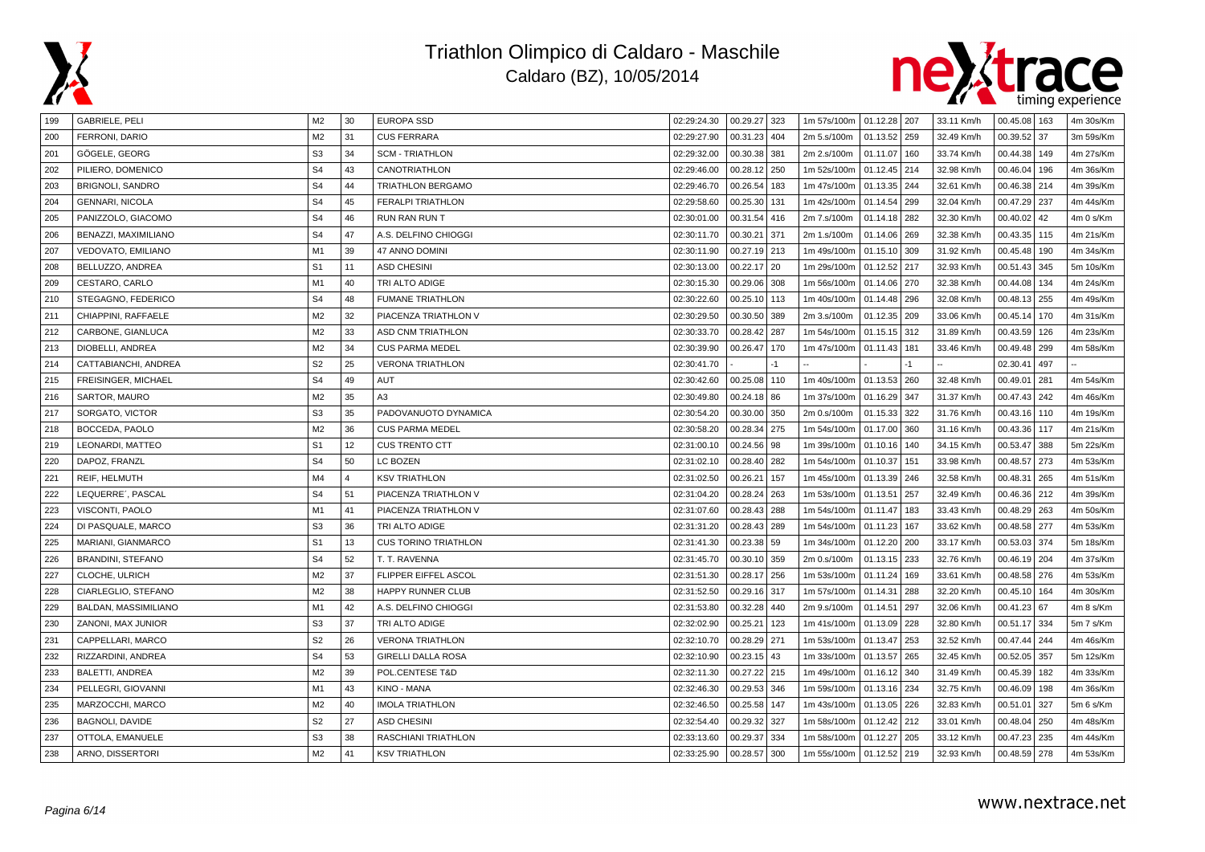# Triathlon Olimpico di Caldaro - Maschile

Caldaro (BZ), 10/05/2014

| | | | | | | | | | | | | | | | |
|---|---|---|---|---|---|---|---|---|---|---|---|---|---|---|---|
| 199 | GABRIELE, PELI | M2 | 30 | EUROPA SSD | 02:29:24.30 | 00.29.27 | 323 | 1m 57s/100m | 01.12.28 | 207 | 33.11 Km/h | 00.45.08 | 163 | 4m 30s/Km |
| 200 | FERRONI, DARIO | M2 | 31 | CUS FERRARA | 02:29:27.90 | 00.31.23 | 404 | 2m 5.s/100m | 01.13.52 | 259 | 32.49 Km/h | 00.39.52 | 37 | 3m 59s/Km |
| 201 | GÖGELE, GEORG | S3 | 34 | SCM - TRIATHLON | 02:29:32.00 | 00.30.38 | 381 | 2m 2.s/100m | 01.11.07 | 160 | 33.74 Km/h | 00.44.38 | 149 | 4m 27s/Km |
| 202 | PILIERO, DOMENICO | S4 | 43 | CANOTRIATHLON | 02:29:46.00 | 00.28.12 | 250 | 1m 52s/100m | 01.12.45 | 214 | 32.98 Km/h | 00.46.04 | 196 | 4m 36s/Km |
| 203 | BRIGNOLI, SANDRO | S4 | 44 | TRIATHLON BERGAMO | 02:29:46.70 | 00.26.54 | 183 | 1m 47s/100m | 01.13.35 | 244 | 32.61 Km/h | 00.46.38 | 214 | 4m 39s/Km |
| 204 | GENNARI, NICOLA | S4 | 45 | FERALPI TRIATHLON | 02:29:58.60 | 00.25.30 | 131 | 1m 42s/100m | 01.14.54 | 299 | 32.04 Km/h | 00.47.29 | 237 | 4m 44s/Km |
| 205 | PANIZZOLO, GIACOMO | S4 | 46 | RUN RAN RUN T | 02:30:01.00 | 00.31.54 | 416 | 2m 7.s/100m | 01.14.18 | 282 | 32.30 Km/h | 00.40.02 | 42 | 4m 0 s/Km |
| 206 | BENAZZI, MAXIMILIANO | S4 | 47 | A.S. DELFINO CHIOGGI | 02:30:11.70 | 00.30.21 | 371 | 2m 1.s/100m | 01.14.06 | 269 | 32.38 Km/h | 00.43.35 | 115 | 4m 21s/Km |
| 207 | VEDOVATO, EMILIANO | M1 | 39 | 47 ANNO DOMINI | 02:30:11.90 | 00.27.19 | 213 | 1m 49s/100m | 01.15.10 | 309 | 31.92 Km/h | 00.45.48 | 190 | 4m 34s/Km |
| 208 | BELLUZZO, ANDREA | S1 | 11 | ASD CHESINI | 02:30:13.00 | 00.22.17 | 20 | 1m 29s/100m | 01.12.52 | 217 | 32.93 Km/h | 00.51.43 | 345 | 5m 10s/Km |
| 209 | CESTARO, CARLO | M1 | 40 | TRI ALTO ADIGE | 02:30:15.30 | 00.29.06 | 308 | 1m 56s/100m | 01.14.06 | 270 | 32.38 Km/h | 00.44.08 | 134 | 4m 24s/Km |
| 210 | STEGAGNO, FEDERICO | S4 | 48 | FUMANE TRIATHLON | 02:30:22.60 | 00.25.10 | 113 | 1m 40s/100m | 01.14.48 | 296 | 32.08 Km/h | 00.48.13 | 255 | 4m 49s/Km |
| 211 | CHIAPPINI, RAFFAELE | M2 | 32 | PIACENZA TRIATHLON V | 02:30:29.50 | 00.30.50 | 389 | 2m 3.s/100m | 01.12.35 | 209 | 33.06 Km/h | 00.45.14 | 170 | 4m 31s/Km |
| 212 | CARBONE, GIANLUCA | M2 | 33 | ASD CNM TRIATHLON | 02:30:33.70 | 00.28.42 | 287 | 1m 54s/100m | 01.15.15 | 312 | 31.89 Km/h | 00.43.59 | 126 | 4m 23s/Km |
| 213 | DIOBELLI, ANDREA | M2 | 34 | CUS PARMA MEDEL | 02:30:39.90 | 00.26.47 | 170 | 1m 47s/100m | 01.11.43 | 181 | 33.46 Km/h | 00.49.48 | 299 | 4m 58s/Km |
| 214 | CATTABIANCHI, ANDREA | S2 | 25 | VERONA TRIATHLON | 02:30:41.70 | - | -1 | -- | - | -1 | -- | 02.30.41 | 497 | -- |
| 215 | FREISINGER, MICHAEL | S4 | 49 | AUT | 02:30:42.60 | 00.25.08 | 110 | 1m 40s/100m | 01.13.53 | 260 | 32.48 Km/h | 00.49.01 | 281 | 4m 54s/Km |
| 216 | SARTOR, MAURO | M2 | 35 | A3 | 02:30:49.80 | 00.24.18 | 86 | 1m 37s/100m | 01.16.29 | 347 | 31.37 Km/h | 00.47.43 | 242 | 4m 46s/Km |
| 217 | SORGATO, VICTOR | S3 | 35 | PADOVANUOTO DYNAMICA | 02:30:54.20 | 00.30.00 | 350 | 2m 0.s/100m | 01.15.33 | 322 | 31.76 Km/h | 00.43.16 | 110 | 4m 19s/Km |
| 218 | BOCCEDA, PAOLO | M2 | 36 | CUS PARMA MEDEL | 02:30:58.20 | 00.28.34 | 275 | 1m 54s/100m | 01.17.00 | 360 | 31.16 Km/h | 00.43.36 | 117 | 4m 21s/Km |
| 219 | LEONARDI, MATTEO | S1 | 12 | CUS TRENTO CTT | 02:31:00.10 | 00.24.56 | 98 | 1m 39s/100m | 01.10.16 | 140 | 34.15 Km/h | 00.53.47 | 388 | 5m 22s/Km |
| 220 | DAPOZ, FRANZL | S4 | 50 | LC BOZEN | 02:31:02.10 | 00.28.40 | 282 | 1m 54s/100m | 01.10.37 | 151 | 33.98 Km/h | 00.48.57 | 273 | 4m 53s/Km |
| 221 | REIF, HELMUTH | M4 | 4 | KSV TRIATHLON | 02:31:02.50 | 00.26.21 | 157 | 1m 45s/100m | 01.13.39 | 246 | 32.58 Km/h | 00.48.31 | 265 | 4m 51s/Km |
| 222 | LEQUERRE´, PASCAL | S4 | 51 | PIACENZA TRIATHLON V | 02:31:04.20 | 00.28.24 | 263 | 1m 53s/100m | 01.13.51 | 257 | 32.49 Km/h | 00.46.36 | 212 | 4m 39s/Km |
| 223 | VISCONTI, PAOLO | M1 | 41 | PIACENZA TRIATHLON V | 02:31:07.60 | 00.28.43 | 288 | 1m 54s/100m | 01.11.47 | 183 | 33.43 Km/h | 00.48.29 | 263 | 4m 50s/Km |
| 224 | DI PASQUALE, MARCO | S3 | 36 | TRI ALTO ADIGE | 02:31:31.20 | 00.28.43 | 289 | 1m 54s/100m | 01.11.23 | 167 | 33.62 Km/h | 00.48.58 | 277 | 4m 53s/Km |
| 225 | MARIANI, GIANMARCO | S1 | 13 | CUS TORINO TRIATHLON | 02:31:41.30 | 00.23.38 | 59 | 1m 34s/100m | 01.12.20 | 200 | 33.17 Km/h | 00.53.03 | 374 | 5m 18s/Km |
| 226 | BRANDINI, STEFANO | S4 | 52 | T. T. RAVENNA | 02:31:45.70 | 00.30.10 | 359 | 2m 0.s/100m | 01.13.15 | 233 | 32.76 Km/h | 00.46.19 | 204 | 4m 37s/Km |
| 227 | CLOCHE, ULRICH | M2 | 37 | FLIPPER EIFFEL ASCOL | 02:31:51.30 | 00.28.17 | 256 | 1m 53s/100m | 01.11.24 | 169 | 33.61 Km/h | 00.48.58 | 276 | 4m 53s/Km |
| 228 | CIARLEGLIO, STEFANO | M2 | 38 | HAPPY RUNNER CLUB | 02:31:52.50 | 00.29.16 | 317 | 1m 57s/100m | 01.14.31 | 288 | 32.20 Km/h | 00.45.10 | 164 | 4m 30s/Km |
| 229 | BALDAN, MASSIMILIANO | M1 | 42 | A.S. DELFINO CHIOGGI | 02:31:53.80 | 00.32.28 | 440 | 2m 9.s/100m | 01.14.51 | 297 | 32.06 Km/h | 00.41.23 | 67 | 4m 8 s/Km |
| 230 | ZANONI, MAX JUNIOR | S3 | 37 | TRI ALTO ADIGE | 02:32:02.90 | 00.25.21 | 123 | 1m 41s/100m | 01.13.09 | 228 | 32.80 Km/h | 00.51.17 | 334 | 5m 7 s/Km |
| 231 | CAPPELLARI, MARCO | S2 | 26 | VERONA TRIATHLON | 02:32:10.70 | 00.28.29 | 271 | 1m 53s/100m | 01.13.47 | 253 | 32.52 Km/h | 00.47.44 | 244 | 4m 46s/Km |
| 232 | RIZZARDINI, ANDREA | S4 | 53 | GIRELLI DALLA ROSA | 02:32:10.90 | 00.23.15 | 43 | 1m 33s/100m | 01.13.57 | 265 | 32.45 Km/h | 00.52.05 | 357 | 5m 12s/Km |
| 233 | BALETTI, ANDREA | M2 | 39 | POL.CENTESE T&D | 02:32:11.30 | 00.27.22 | 215 | 1m 49s/100m | 01.16.12 | 340 | 31.49 Km/h | 00.45.39 | 182 | 4m 33s/Km |
| 234 | PELLEGRI, GIOVANNI | M1 | 43 | KINO - MANA | 02:32:46.30 | 00.29.53 | 346 | 1m 59s/100m | 01.13.16 | 234 | 32.75 Km/h | 00.46.09 | 198 | 4m 36s/Km |
| 235 | MARZOCCHI, MARCO | M2 | 40 | IMOLA TRIATHLON | 02:32:46.50 | 00.25.58 | 147 | 1m 43s/100m | 01.13.05 | 226 | 32.83 Km/h | 00.51.01 | 327 | 5m 6 s/Km |
| 236 | BAGNOLI, DAVIDE | S2 | 27 | ASD CHESINI | 02:32:54.40 | 00.29.32 | 327 | 1m 58s/100m | 01.12.42 | 212 | 33.01 Km/h | 00.48.04 | 250 | 4m 48s/Km |
| 237 | OTTOLA, EMANUELE | S3 | 38 | RASCHIANI TRIATHLON | 02:33:13.60 | 00.29.37 | 334 | 1m 58s/100m | 01.12.27 | 205 | 33.12 Km/h | 00.47.23 | 235 | 4m 44s/Km |
| 238 | ARNO, DISSERTORI | M2 | 41 | KSV TRIATHLON | 02:33:25.90 | 00.28.57 | 300 | 1m 55s/100m | 01.12.52 | 219 | 32.93 Km/h | 00.48.59 | 278 | 4m 53s/Km |

www.nextrace.net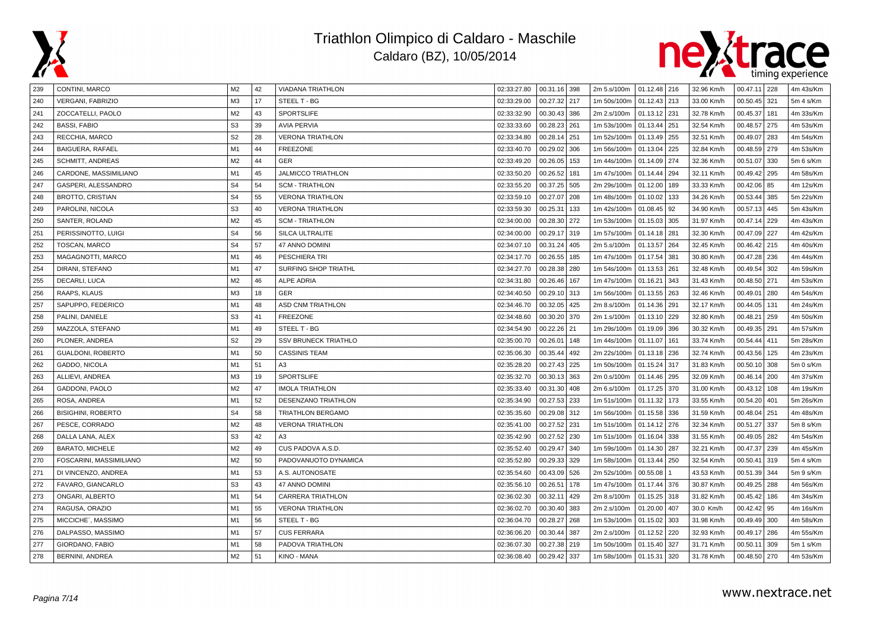# Triathlon Olimpico di Caldaro - Maschile

Caldaro (BZ), 10/05/2014

| | | | | | | | | | | | | | | | |
|---|---|---|---|---|---|---|---|---|---|---|---|---|---|---|---|
| 239 | CONTINI, MARCO | M2 | 42 | VIADANA TRIATHLON | 02:33:27.80 | 00.31.16 | 398 | 2m 5.s/100m | 01.12.48 | 216 | 32.96 Km/h | 00.47.11 | 228 | 4m 43s/Km |
| 240 | VERGANI, FABRIZIO | M3 | 17 | STEEL T - BG | 02:33:29.00 | 00.27.32 | 217 | 1m 50s/100m | 01.12.43 | 213 | 33.00 Km/h | 00.50.45 | 321 | 5m 4 s/Km |
| 241 | ZOCCATELLI, PAOLO | M2 | 43 | SPORTSLIFE | 02:33:32.90 | 00.30.43 | 386 | 2m 2.s/100m | 01.13.12 | 231 | 32.78 Km/h | 00.45.37 | 181 | 4m 33s/Km |
| 242 | BASSI, FABIO | S3 | 39 | AVIA PERVIA | 02:33:33.60 | 00.28.23 | 261 | 1m 53s/100m | 01.13.44 | 251 | 32.54 Km/h | 00.48.57 | 275 | 4m 53s/Km |
| 243 | RECCHIA, MARCO | S2 | 28 | VERONA TRIATHLON | 02:33:34.80 | 00.28.14 | 251 | 1m 52s/100m | 01.13.49 | 255 | 32.51 Km/h | 00.49.07 | 283 | 4m 54s/Km |
| 244 | BAIGUERA, RAFAEL | M1 | 44 | FREEZONE | 02:33:40.70 | 00.29.02 | 306 | 1m 56s/100m | 01.13.04 | 225 | 32.84 Km/h | 00.48.59 | 279 | 4m 53s/Km |
| 245 | SCHMITT, ANDREAS | M2 | 44 | GER | 02:33:49.20 | 00.26.05 | 153 | 1m 44s/100m | 01.14.09 | 274 | 32.36 Km/h | 00.51.07 | 330 | 5m 6 s/Km |
| 246 | CARDONE, MASSIMILIANO | M1 | 45 | JALMICCO TRIATHLON | 02:33:50.20 | 00.26.52 | 181 | 1m 47s/100m | 01.14.44 | 294 | 32.11 Km/h | 00.49.42 | 295 | 4m 58s/Km |
| 247 | GASPERI, ALESSANDRO | S4 | 54 | SCM - TRIATHLON | 02:33:55.20 | 00.37.25 | 505 | 2m 29s/100m | 01.12.00 | 189 | 33.33 Km/h | 00.42.06 | 85 | 4m 12s/Km |
| 248 | BROTTO, CRISTIAN | S4 | 55 | VERONA TRIATHLON | 02:33:59.10 | 00.27.07 | 208 | 1m 48s/100m | 01.10.02 | 133 | 34.26 Km/h | 00.53.44 | 385 | 5m 22s/Km |
| 249 | PAROLINI, NICOLA | S3 | 40 | VERONA TRIATHLON | 02:33:59.30 | 00.25.31 | 133 | 1m 42s/100m | 01.08.45 | 92 | 34.90 Km/h | 00.57.13 | 445 | 5m 43s/Km |
| 250 | SANTER, ROLAND | M2 | 45 | SCM - TRIATHLON | 02:34:00.00 | 00.28.30 | 272 | 1m 53s/100m | 01.15.03 | 305 | 31.97 Km/h | 00.47.14 | 229 | 4m 43s/Km |
| 251 | PERISSINOTTO, LUIGI | S4 | 56 | SILCA ULTRALITE | 02:34:00.00 | 00.29.17 | 319 | 1m 57s/100m | 01.14.18 | 281 | 32.30 Km/h | 00.47.09 | 227 | 4m 42s/Km |
| 252 | TOSCAN, MARCO | S4 | 57 | 47 ANNO DOMINI | 02:34:07.10 | 00.31.24 | 405 | 2m 5.s/100m | 01.13.57 | 264 | 32.45 Km/h | 00.46.42 | 215 | 4m 40s/Km |
| 253 | MAGAGNOTTI, MARCO | M1 | 46 | PESCHIERA TRI | 02:34:17.70 | 00.26.55 | 185 | 1m 47s/100m | 01.17.54 | 381 | 30.80 Km/h | 00.47.28 | 236 | 4m 44s/Km |
| 254 | DIRANI, STEFANO | M1 | 47 | SURFING SHOP TRIATHL | 02:34:27.70 | 00.28.38 | 280 | 1m 54s/100m | 01.13.53 | 261 | 32.48 Km/h | 00.49.54 | 302 | 4m 59s/Km |
| 255 | DECARLI, LUCA | M2 | 46 | ALPE ADRIA | 02:34:31.80 | 00.26.46 | 167 | 1m 47s/100m | 01.16.21 | 343 | 31.43 Km/h | 00.48.50 | 271 | 4m 53s/Km |
| 256 | RAAPS, KLAUS | M3 | 18 | GER | 02:34:40.50 | 00.29.10 | 313 | 1m 56s/100m | 01.13.55 | 263 | 32.46 Km/h | 00.49.01 | 280 | 4m 54s/Km |
| 257 | SAPUPPO, FEDERICO | M1 | 48 | ASD CNM TRIATHLON | 02:34:46.70 | 00.32.05 | 425 | 2m 8.s/100m | 01.14.36 | 291 | 32.17 Km/h | 00.44.05 | 131 | 4m 24s/Km |
| 258 | PALINI, DANIELE | S3 | 41 | FREEZONE | 02:34:48.60 | 00.30.20 | 370 | 2m 1.s/100m | 01.13.10 | 229 | 32.80 Km/h | 00.48.21 | 259 | 4m 50s/Km |
| 259 | MAZZOLA, STEFANO | M1 | 49 | STEEL T - BG | 02:34:54.90 | 00.22.26 | 21 | 1m 29s/100m | 01.19.09 | 396 | 30.32 Km/h | 00.49.35 | 291 | 4m 57s/Km |
| 260 | PLONER, ANDREA | S2 | 29 | SSV BRUNECK TRIATHLO | 02:35:00.70 | 00.26.01 | 148 | 1m 44s/100m | 01.11.07 | 161 | 33.74 Km/h | 00.54.44 | 411 | 5m 28s/Km |
| 261 | GUALDONI, ROBERTO | M1 | 50 | CASSINIS TEAM | 02:35:06.30 | 00.35.44 | 492 | 2m 22s/100m | 01.13.18 | 236 | 32.74 Km/h | 00.43.56 | 125 | 4m 23s/Km |
| 262 | GADDO, NICOLA | M1 | 51 | A3 | 02:35:28.20 | 00.27.43 | 225 | 1m 50s/100m | 01.15.24 | 317 | 31.83 Km/h | 00.50.10 | 308 | 5m 0 s/Km |
| 263 | ALLIEVI, ANDREA | M3 | 19 | SPORTSLIFE | 02:35:32.70 | 00.30.13 | 363 | 2m 0.s/100m | 01.14.46 | 295 | 32.09 Km/h | 00.46.14 | 200 | 4m 37s/Km |
| 264 | GADDONI, PAOLO | M2 | 47 | IMOLA TRIATHLON | 02:35:33.40 | 00.31.30 | 408 | 2m 6.s/100m | 01.17.25 | 370 | 31.00 Km/h | 00.43.12 | 108 | 4m 19s/Km |
| 265 | ROSA, ANDREA | M1 | 52 | DESENZANO TRIATHLON | 02:35:34.90 | 00.27.53 | 233 | 1m 51s/100m | 01.11.32 | 173 | 33.55 Km/h | 00.54.20 | 401 | 5m 26s/Km |
| 266 | BISIGHINI, ROBERTO | S4 | 58 | TRIATHLON BERGAMO | 02:35:35.60 | 00.29.08 | 312 | 1m 56s/100m | 01.15.58 | 336 | 31.59 Km/h | 00.48.04 | 251 | 4m 48s/Km |
| 267 | PESCE, CORRADO | M2 | 48 | VERONA TRIATHLON | 02:35:41.00 | 00.27.52 | 231 | 1m 51s/100m | 01.14.12 | 276 | 32.34 Km/h | 00.51.27 | 337 | 5m 8 s/Km |
| 268 | DALLA LANA, ALEX | S3 | 42 | A3 | 02:35:42.90 | 00.27.52 | 230 | 1m 51s/100m | 01.16.04 | 338 | 31.55 Km/h | 00.49.05 | 282 | 4m 54s/Km |
| 269 | BARATO, MICHELE | M2 | 49 | CUS PADOVA A.S.D. | 02:35:52.40 | 00.29.47 | 340 | 1m 59s/100m | 01.14.30 | 287 | 32.21 Km/h | 00.47.37 | 239 | 4m 45s/Km |
| 270 | FOSCARINI, MASSIMILIANO | M2 | 50 | PADOVANUOTO DYNAMICA | 02:35:52.80 | 00.29.33 | 329 | 1m 58s/100m | 01.13.44 | 250 | 32.54 Km/h | 00.50.41 | 319 | 5m 4 s/Km |
| 271 | DI VINCENZO, ANDREA | M1 | 53 | A.S. AUTONOSATE | 02:35:54.60 | 00.43.09 | 526 | 2m 52s/100m | 00.55.08 | 1 | 43.53 Km/h | 00.51.39 | 344 | 5m 9 s/Km |
| 272 | FAVARO, GIANCARLO | S3 | 43 | 47 ANNO DOMINI | 02:35:56.10 | 00.26.51 | 178 | 1m 47s/100m | 01.17.44 | 376 | 30.87 Km/h | 00.49.25 | 288 | 4m 56s/Km |
| 273 | ONGARI, ALBERTO | M1 | 54 | CARRERA TRIATHLON | 02:36:02.30 | 00.32.11 | 429 | 2m 8.s/100m | 01.15.25 | 318 | 31.82 Km/h | 00.45.42 | 186 | 4m 34s/Km |
| 274 | RAGUSA, ORAZIO | M1 | 55 | VERONA TRIATHLON | 02:36:02.70 | 00.30.40 | 383 | 2m 2.s/100m | 01.20.00 | 407 | 30.0 Km/h | 00.42.42 | 95 | 4m 16s/Km |
| 275 | MICCICHE´, MASSIMO | M1 | 56 | STEEL T - BG | 02:36:04.70 | 00.28.27 | 268 | 1m 53s/100m | 01.15.02 | 303 | 31.98 Km/h | 00.49.49 | 300 | 4m 58s/Km |
| 276 | DALPASSO, MASSIMO | M1 | 57 | CUS FERRARA | 02:36:06.20 | 00.30.44 | 387 | 2m 2.s/100m | 01.12.52 | 220 | 32.93 Km/h | 00.49.17 | 286 | 4m 55s/Km |
| 277 | GIORDANO, FABIO | M1 | 58 | PADOVA TRIATHLON | 02:36:07.30 | 00.27.38 | 219 | 1m 50s/100m | 01.15.40 | 327 | 31.71 Km/h | 00.50.11 | 309 | 5m 1 s/Km |
| 278 | BERNINI, ANDREA | M2 | 51 | KINO - MANA | 02:36:08.40 | 00.29.42 | 337 | 1m 58s/100m | 01.15.31 | 320 | 31.78 Km/h | 00.48.50 | 270 | 4m 53s/Km |

www.nextrace.net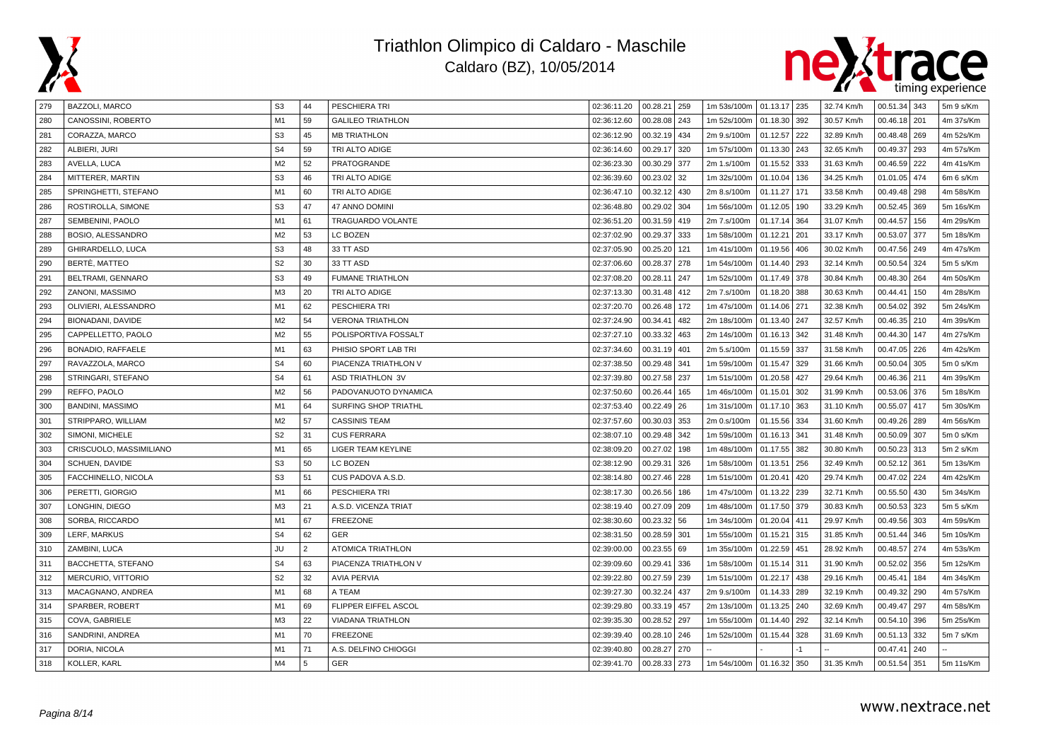# Triathlon Olimpico di Caldaro - Maschile

Caldaro (BZ), 10/05/2014

| | | | | | | | | | | | | | | | |
|---|---|---|---|---|---|---|---|---|---|---|---|---|---|---|---|
| 279 | BAZZOLI, MARCO | S3 | 44 | PESCHIERA TRI | 02:36:11.20 | 00.28.21 | 259 | 1m 53s/100m | 01.13.17 | 235 | 32.74 Km/h | 00.51.34 | 343 | 5m 9 s/Km |
| 280 | CANOSSINI, ROBERTO | M1 | 59 | GALILEO TRIATHLON | 02:36:12.60 | 00.28.08 | 243 | 1m 52s/100m | 01.18.30 | 392 | 30.57 Km/h | 00.46.18 | 201 | 4m 37s/Km |
| 281 | CORAZZA, MARCO | S3 | 45 | MB TRIATHLON | 02:36:12.90 | 00.32.19 | 434 | 2m 9.s/100m | 01.12.57 | 222 | 32.89 Km/h | 00.48.48 | 269 | 4m 52s/Km |
| 282 | ALBIERI, JURI | S4 | 59 | TRI ALTO ADIGE | 02:36:14.60 | 00.29.17 | 320 | 1m 57s/100m | 01.13.30 | 243 | 32.65 Km/h | 00.49.37 | 293 | 4m 57s/Km |
| 283 | AVELLA, LUCA | M2 | 52 | PRATOGRANDE | 02:36:23.30 | 00.30.29 | 377 | 2m 1.s/100m | 01.15.52 | 333 | 31.63 Km/h | 00.46.59 | 222 | 4m 41s/Km |
| 284 | MITTERER, MARTIN | S3 | 46 | TRI ALTO ADIGE | 02:36:39.60 | 00.23.02 | 32 | 1m 32s/100m | 01.10.04 | 136 | 34.25 Km/h | 01.01.05 | 474 | 6m 6 s/Km |
| 285 | SPRINGHETTI, STEFANO | M1 | 60 | TRI ALTO ADIGE | 02:36:47.10 | 00.32.12 | 430 | 2m 8.s/100m | 01.11.27 | 171 | 33.58 Km/h | 00.49.48 | 298 | 4m 58s/Km |
| 286 | ROSTIROLLA, SIMONE | S3 | 47 | 47 ANNO DOMINI | 02:36:48.80 | 00.29.02 | 304 | 1m 56s/100m | 01.12.05 | 190 | 33.29 Km/h | 00.52.45 | 369 | 5m 16s/Km |
| 287 | SEMBENINI, PAOLO | M1 | 61 | TRAGUARDO VOLANTE | 02:36:51.20 | 00.31.59 | 419 | 2m 7.s/100m | 01.17.14 | 364 | 31.07 Km/h | 00.44.57 | 156 | 4m 29s/Km |
| 288 | BOSIO, ALESSANDRO | M2 | 53 | LC BOZEN | 02:37:02.90 | 00.29.37 | 333 | 1m 58s/100m | 01.12.21 | 201 | 33.17 Km/h | 00.53.07 | 377 | 5m 18s/Km |
| 289 | GHIRARDELLO, LUCA | S3 | 48 | 33 TT ASD | 02:37:05.90 | 00.25.20 | 121 | 1m 41s/100m | 01.19.56 | 406 | 30.02 Km/h | 00.47.56 | 249 | 4m 47s/Km |
| 290 | BERTÈ, MATTEO | S2 | 30 | 33 TT ASD | 02:37:06.60 | 00.28.37 | 278 | 1m 54s/100m | 01.14.40 | 293 | 32.14 Km/h | 00.50.54 | 324 | 5m 5 s/Km |
| 291 | BELTRAMI, GENNARO | S3 | 49 | FUMANE TRIATHLON | 02:37:08.20 | 00.28.11 | 247 | 1m 52s/100m | 01.17.49 | 378 | 30.84 Km/h | 00.48.30 | 264 | 4m 50s/Km |
| 292 | ZANONI, MASSIMO | M3 | 20 | TRI ALTO ADIGE | 02:37:13.30 | 00.31.48 | 412 | 2m 7.s/100m | 01.18.20 | 388 | 30.63 Km/h | 00.44.41 | 150 | 4m 28s/Km |
| 293 | OLIVIERI, ALESSANDRO | M1 | 62 | PESCHIERA TRI | 02:37:20.70 | 00.26.48 | 172 | 1m 47s/100m | 01.14.06 | 271 | 32.38 Km/h | 00.54.02 | 392 | 5m 24s/Km |
| 294 | BIONADANI, DAVIDE | M2 | 54 | VERONA TRIATHLON | 02:37:24.90 | 00.34.41 | 482 | 2m 18s/100m | 01.13.40 | 247 | 32.57 Km/h | 00.46.35 | 210 | 4m 39s/Km |
| 295 | CAPPELLETTO, PAOLO | M2 | 55 | POLISPORTIVA FOSSALT | 02:37:27.10 | 00.33.32 | 463 | 2m 14s/100m | 01.16.13 | 342 | 31.48 Km/h | 00.44.30 | 147 | 4m 27s/Km |
| 296 | BONADIO, RAFFAELE | M1 | 63 | PHISIO SPORT LAB TRI | 02:37:34.60 | 00.31.19 | 401 | 2m 5.s/100m | 01.15.59 | 337 | 31.58 Km/h | 00.47.05 | 226 | 4m 42s/Km |
| 297 | RAVAZZOLA, MARCO | S4 | 60 | PIACENZA TRIATHLON V | 02:37:38.50 | 00.29.48 | 341 | 1m 59s/100m | 01.15.47 | 329 | 31.66 Km/h | 00.50.04 | 305 | 5m 0 s/Km |
| 298 | STRINGARI, STEFANO | S4 | 61 | ASD TRIATHLON 3V | 02:37:39.80 | 00.27.58 | 237 | 1m 51s/100m | 01.20.58 | 427 | 29.64 Km/h | 00.46.35 | 211 | 4m 39s/Km |
| 299 | REFFO, PAOLO | M2 | 56 | PADOVANUOTO DYNAMICA | 02:37:50.60 | 00.26.44 | 165 | 1m 46s/100m | 01.15.01 | 302 | 31.99 Km/h | 00.53.06 | 376 | 5m 18s/Km |
| 300 | BANDINI, MASSIMO | M1 | 64 | SURFING SHOP TRIATHL | 02:37:53.40 | 00.22.49 | 26 | 1m 31s/100m | 01.17.10 | 363 | 31.10 Km/h | 00.55.07 | 417 | 5m 30s/Km |
| 301 | STRIPPARO, WILLIAM | M2 | 57 | CASSINIS TEAM | 02:37:57.60 | 00.30.03 | 353 | 2m 0.s/100m | 01.15.56 | 334 | 31.60 Km/h | 00.49.26 | 289 | 4m 56s/Km |
| 302 | SIMONI, MICHELE | S2 | 31 | CUS FERRARA | 02:38:07.10 | 00.29.48 | 342 | 1m 59s/100m | 01.16.13 | 341 | 31.48 Km/h | 00.50.09 | 307 | 5m 0 s/Km |
| 303 | CRISCUOLO, MASSIMILIANO | M1 | 65 | LIGER TEAM KEYLINE | 02:38:09.20 | 00.27.02 | 198 | 1m 48s/100m | 01.17.55 | 382 | 30.80 Km/h | 00.50.23 | 313 | 5m 2 s/Km |
| 304 | SCHUEN, DAVIDE | S3 | 50 | LC BOZEN | 02:38:12.90 | 00.29.31 | 326 | 1m 58s/100m | 01.13.51 | 256 | 32.49 Km/h | 00.52.12 | 361 | 5m 13s/Km |
| 305 | FACCHINELLO, NICOLA | S3 | 51 | CUS PADOVA A.S.D. | 02:38:14.80 | 00.27.46 | 228 | 1m 51s/100m | 01.20.41 | 420 | 29.74 Km/h | 00.47.02 | 224 | 4m 42s/Km |
| 306 | PERETTI, GIORGIO | M1 | 66 | PESCHIERA TRI | 02:38:17.30 | 00.26.56 | 186 | 1m 47s/100m | 01.13.22 | 239 | 32.71 Km/h | 00.55.50 | 430 | 5m 34s/Km |
| 307 | LONGHIN, DIEGO | M3 | 21 | A.S.D. VICENZA TRIAT | 02:38:19.40 | 00.27.09 | 209 | 1m 48s/100m | 01.17.50 | 379 | 30.83 Km/h | 00.50.53 | 323 | 5m 5 s/Km |
| 308 | SORBA, RICCARDO | M1 | 67 | FREEZONE | 02:38:30.60 | 00.23.32 | 56 | 1m 34s/100m | 01.20.04 | 411 | 29.97 Km/h | 00.49.56 | 303 | 4m 59s/Km |
| 309 | LERF, MARKUS | S4 | 62 | GER | 02:38:31.50 | 00.28.59 | 301 | 1m 55s/100m | 01.15.21 | 315 | 31.85 Km/h | 00.51.44 | 346 | 5m 10s/Km |
| 310 | ZAMBINI, LUCA | JU | 2 | ATOMICA TRIATHLON | 02:39:00.00 | 00.23.55 | 69 | 1m 35s/100m | 01.22.59 | 451 | 28.92 Km/h | 00.48.57 | 274 | 4m 53s/Km |
| 311 | BACCHETTA, STEFANO | S4 | 63 | PIACENZA TRIATHLON V | 02:39:09.60 | 00.29.41 | 336 | 1m 58s/100m | 01.15.14 | 311 | 31.90 Km/h | 00.52.02 | 356 | 5m 12s/Km |
| 312 | MERCURIO, VITTORIO | S2 | 32 | AVIA PERVIA | 02:39:22.80 | 00.27.59 | 239 | 1m 51s/100m | 01.22.17 | 438 | 29.16 Km/h | 00.45.41 | 184 | 4m 34s/Km |
| 313 | MACAGNANO, ANDREA | M1 | 68 | A TEAM | 02:39:27.30 | 00.32.24 | 437 | 2m 9.s/100m | 01.14.33 | 289 | 32.19 Km/h | 00.49.32 | 290 | 4m 57s/Km |
| 314 | SPARBER, ROBERT | M1 | 69 | FLIPPER EIFFEL ASCOL | 02:39:29.80 | 00.33.19 | 457 | 2m 13s/100m | 01.13.25 | 240 | 32.69 Km/h | 00.49.47 | 297 | 4m 58s/Km |
| 315 | COVA, GABRIELE | M3 | 22 | VIADANA TRIATHLON | 02:39:35.30 | 00.28.52 | 297 | 1m 55s/100m | 01.14.40 | 292 | 32.14 Km/h | 00.54.10 | 396 | 5m 25s/Km |
| 316 | SANDRINI, ANDREA | M1 | 70 | FREEZONE | 02:39:39.40 | 00.28.10 | 246 | 1m 52s/100m | 01.15.44 | 328 | 31.69 Km/h | 00.51.13 | 332 | 5m 7 s/Km |
| 317 | DORIA, NICOLA | M1 | 71 | A.S. DELFINO CHIOGGI | 02:39:40.80 | 00.28.27 | 270 | -- | - | -1 | -- | 00.47.41 | 240 | -- |
| 318 | KOLLER, KARL | M4 | 5 | GER | 02:39:41.70 | 00.28.33 | 273 | 1m 54s/100m | 01.16.32 | 350 | 31.35 Km/h | 00.51.54 | 351 | 5m 11s/Km |

www.nextrace.net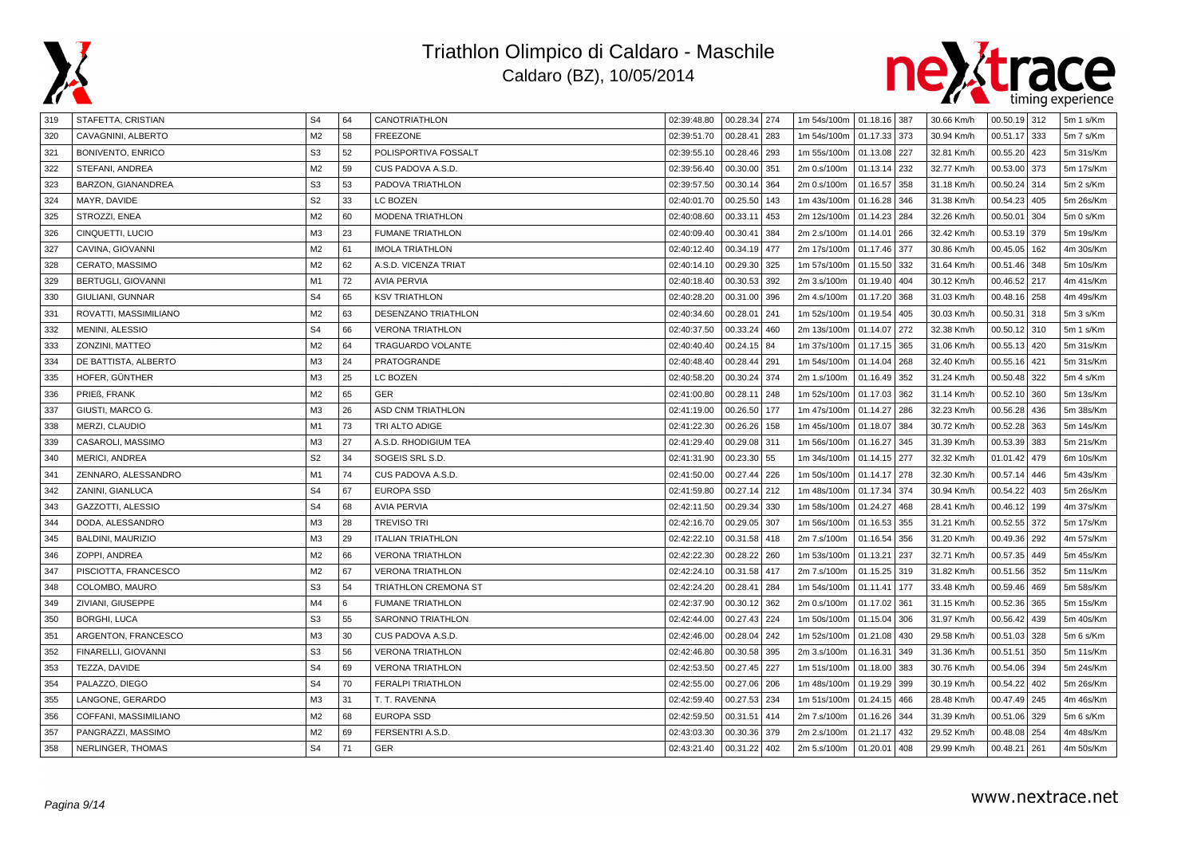# Triathlon Olimpico di Caldaro - Maschile

Caldaro (BZ), 10/05/2014

| 319 | STAFETTA, CRISTIAN | S4 | 64 | CANOTRIATHLON | 02:39:48.80 | 00.28.34 | 274 | 1m 54s/100m | 01.18.16 | 387 | 30.66 Km/h | 00.50.19 | 312 | 5m 1 s/Km |
|---|---|---|---|---|---|---|---|---|---|---|---|---|---|---|
| 320 | CAVAGNINI, ALBERTO | M2 | 58 | FREEZONE | 02:39:51.70 | 00.28.41 | 283 | 1m 54s/100m | 01.17.33 | 373 | 30.94 Km/h | 00.51.17 | 333 | 5m 7 s/Km |
| 321 | BONIVENTO, ENRICO | S3 | 52 | POLISPORTIVA FOSSALT | 02:39:55.10 | 00.28.46 | 293 | 1m 55s/100m | 01.13.08 | 227 | 32.81 Km/h | 00.55.20 | 423 | 5m 31s/Km |
| 322 | STEFANI, ANDREA | M2 | 59 | CUS PADOVA A.S.D. | 02:39:56.40 | 00.30.00 | 351 | 2m 0.s/100m | 01.13.14 | 232 | 32.77 Km/h | 00.53.00 | 373 | 5m 17s/Km |
| 323 | BARZON, GIANANDREA | S3 | 53 | PADOVA TRIATHLON | 02:39:57.50 | 00.30.14 | 364 | 2m 0.s/100m | 01.16.57 | 358 | 31.18 Km/h | 00.50.24 | 314 | 5m 2 s/Km |
| 324 | MAYR, DAVIDE | S2 | 33 | LC BOZEN | 02:40:01.70 | 00.25.50 | 143 | 1m 43s/100m | 01.16.28 | 346 | 31.38 Km/h | 00.54.23 | 405 | 5m 26s/Km |
| 325 | STROZZI, ENEA | M2 | 60 | MODENA TRIATHLON | 02:40:08.60 | 00.33.11 | 453 | 2m 12s/100m | 01.14.23 | 284 | 32.26 Km/h | 00.50.01 | 304 | 5m 0 s/Km |
| 326 | CINQUETTI, LUCIO | M3 | 23 | FUMANE TRIATHLON | 02:40:09.40 | 00.30.41 | 384 | 2m 2.s/100m | 01.14.01 | 266 | 32.42 Km/h | 00.53.19 | 379 | 5m 19s/Km |
| 327 | CAVINA, GIOVANNI | M2 | 61 | IMOLA TRIATHLON | 02:40:12.40 | 00.34.19 | 477 | 2m 17s/100m | 01.17.46 | 377 | 30.86 Km/h | 00.45.05 | 162 | 4m 30s/Km |
| 328 | CERATO, MASSIMO | M2 | 62 | A.S.D. VICENZA TRIAT | 02:40:14.10 | 00.29.30 | 325 | 1m 57s/100m | 01.15.50 | 332 | 31.64 Km/h | 00.51.46 | 348 | 5m 10s/Km |
| 329 | BERTUGLI, GIOVANNI | M1 | 72 | AVIA PERVIA | 02:40:18.40 | 00.30.53 | 392 | 2m 3.s/100m | 01.19.40 | 404 | 30.12 Km/h | 00.46.52 | 217 | 4m 41s/Km |
| 330 | GIULIANI, GUNNAR | S4 | 65 | KSV TRIATHLON | 02:40:28.20 | 00.31.00 | 396 | 2m 4.s/100m | 01.17.20 | 368 | 31.03 Km/h | 00.48.16 | 258 | 4m 49s/Km |
| 331 | ROVATTI, MASSIMILIANO | M2 | 63 | DESENZANO TRIATHLON | 02:40:34.60 | 00.28.01 | 241 | 1m 52s/100m | 01.19.54 | 405 | 30.03 Km/h | 00.50.31 | 318 | 5m 3 s/Km |
| 332 | MENINI, ALESSIO | S4 | 66 | VERONA TRIATHLON | 02:40:37.50 | 00.33.24 | 460 | 2m 13s/100m | 01.14.07 | 272 | 32.38 Km/h | 00.50.12 | 310 | 5m 1 s/Km |
| 333 | ZONZINI, MATTEO | M2 | 64 | TRAGUARDO VOLANTE | 02:40:40.40 | 00.24.15 | 84 | 1m 37s/100m | 01.17.15 | 365 | 31.06 Km/h | 00.55.13 | 420 | 5m 31s/Km |
| 334 | DE BATTISTA, ALBERTO | M3 | 24 | PRATOGRANDE | 02:40:48.40 | 00.28.44 | 291 | 1m 54s/100m | 01.14.04 | 268 | 32.40 Km/h | 00.55.16 | 421 | 5m 31s/Km |
| 335 | HOFER, GÜNTHER | M3 | 25 | LC BOZEN | 02:40:58.20 | 00.30.24 | 374 | 2m 1.s/100m | 01.16.49 | 352 | 31.24 Km/h | 00.50.48 | 322 | 5m 4 s/Km |
| 336 | PRIEß, FRANK | M2 | 65 | GER | 02:41:00.80 | 00.28.11 | 248 | 1m 52s/100m | 01.17.03 | 362 | 31.14 Km/h | 00.52.10 | 360 | 5m 13s/Km |
| 337 | GIUSTI, MARCO G. | M3 | 26 | ASD CNM TRIATHLON | 02:41:19.00 | 00.26.50 | 177 | 1m 47s/100m | 01.14.27 | 286 | 32.23 Km/h | 00.56.28 | 436 | 5m 38s/Km |
| 338 | MERZI, CLAUDIO | M1 | 73 | TRI ALTO ADIGE | 02:41:22.30 | 00.26.26 | 158 | 1m 45s/100m | 01.18.07 | 384 | 30.72 Km/h | 00.52.28 | 363 | 5m 14s/Km |
| 339 | CASAROLI, MASSIMO | M3 | 27 | A.S.D. RHODIGIUM TEA | 02:41:29.40 | 00.29.08 | 311 | 1m 56s/100m | 01.16.27 | 345 | 31.39 Km/h | 00.53.39 | 383 | 5m 21s/Km |
| 340 | MERICI, ANDREA | S2 | 34 | SOGEIS SRL S.D. | 02:41:31.90 | 00.23.30 | 55 | 1m 34s/100m | 01.14.15 | 277 | 32.32 Km/h | 01.01.42 | 479 | 6m 10s/Km |
| 341 | ZENNARO, ALESSANDRO | M1 | 74 | CUS PADOVA A.S.D. | 02:41:50.00 | 00.27.44 | 226 | 1m 50s/100m | 01.14.17 | 278 | 32.30 Km/h | 00.57.14 | 446 | 5m 43s/Km |
| 342 | ZANINI, GIANLUCA | S4 | 67 | EUROPA SSD | 02:41:59.80 | 00.27.14 | 212 | 1m 48s/100m | 01.17.34 | 374 | 30.94 Km/h | 00.54.22 | 403 | 5m 26s/Km |
| 343 | GAZZOTTI, ALESSIO | S4 | 68 | AVIA PERVIA | 02:42:11.50 | 00.29.34 | 330 | 1m 58s/100m | 01.24.27 | 468 | 28.41 Km/h | 00.46.12 | 199 | 4m 37s/Km |
| 344 | DODA, ALESSANDRO | M3 | 28 | TREVISO TRI | 02:42:16.70 | 00.29.05 | 307 | 1m 56s/100m | 01.16.53 | 355 | 31.21 Km/h | 00.52.55 | 372 | 5m 17s/Km |
| 345 | BALDINI, MAURIZIO | M3 | 29 | ITALIAN TRIATHLON | 02:42:22.10 | 00.31.58 | 418 | 2m 7.s/100m | 01.16.54 | 356 | 31.20 Km/h | 00.49.36 | 292 | 4m 57s/Km |
| 346 | ZOPPI, ANDREA | M2 | 66 | VERONA TRIATHLON | 02:42:22.30 | 00.28.22 | 260 | 1m 53s/100m | 01.13.21 | 237 | 32.71 Km/h | 00.57.35 | 449 | 5m 45s/Km |
| 347 | PISCIOTTA, FRANCESCO | M2 | 67 | VERONA TRIATHLON | 02:42:24.10 | 00.31.58 | 417 | 2m 7.s/100m | 01.15.25 | 319 | 31.82 Km/h | 00.51.56 | 352 | 5m 11s/Km |
| 348 | COLOMBO, MAURO | S3 | 54 | TRIATHLON CREMONA ST | 02:42:24.20 | 00.28.41 | 284 | 1m 54s/100m | 01.11.41 | 177 | 33.48 Km/h | 00.59.46 | 469 | 5m 58s/Km |
| 349 | ZIVIANI, GIUSEPPE | M4 | 6 | FUMANE TRIATHLON | 02:42:37.90 | 00.30.12 | 362 | 2m 0.s/100m | 01.17.02 | 361 | 31.15 Km/h | 00.52.36 | 365 | 5m 15s/Km |
| 350 | BORGHI, LUCA | S3 | 55 | SARONNO TRIATHLON | 02:42:44.00 | 00.27.43 | 224 | 1m 50s/100m | 01.15.04 | 306 | 31.97 Km/h | 00.56.42 | 439 | 5m 40s/Km |
| 351 | ARGENTON, FRANCESCO | M3 | 30 | CUS PADOVA A.S.D. | 02:42:46.00 | 00.28.04 | 242 | 1m 52s/100m | 01.21.08 | 430 | 29.58 Km/h | 00.51.03 | 328 | 5m 6 s/Km |
| 352 | FINARELLI, GIOVANNI | S3 | 56 | VERONA TRIATHLON | 02:42:46.80 | 00.30.58 | 395 | 2m 3.s/100m | 01.16.31 | 349 | 31.36 Km/h | 00.51.51 | 350 | 5m 11s/Km |
| 353 | TEZZA, DAVIDE | S4 | 69 | VERONA TRIATHLON | 02:42:53.50 | 00.27.45 | 227 | 1m 51s/100m | 01.18.00 | 383 | 30.76 Km/h | 00.54.06 | 394 | 5m 24s/Km |
| 354 | PALAZZO, DIEGO | S4 | 70 | FERALPI TRIATHLON | 02:42:55.00 | 00.27.06 | 206 | 1m 48s/100m | 01.19.29 | 399 | 30.19 Km/h | 00.54.22 | 402 | 5m 26s/Km |
| 355 | LANGONE, GERARDO | M3 | 31 | T. T. RAVENNA | 02:42:59.40 | 00.27.53 | 234 | 1m 51s/100m | 01.24.15 | 466 | 28.48 Km/h | 00.47.43 | 245 | 4m 46s/Km |
| 356 | COFFANI, MASSIMILIANO | M2 | 68 | EUROPA SSD | 02:42:59.50 | 00.31.51 | 414 | 2m 7.s/100m | 01.16.26 | 344 | 31.39 Km/h | 00.51.06 | 329 | 5m 6 s/Km |
| 357 | PANGRAZZI, MASSIMO | M2 | 69 | FERSENTRI A.S.D. | 02:43:03.30 | 00.30.36 | 379 | 2m 2.s/100m | 01.21.17 | 432 | 29.52 Km/h | 00.48.08 | 254 | 4m 48s/Km |
| 358 | NERLINGER, THOMAS | S4 | 71 | GER | 02:43:21.40 | 00.31.22 | 402 | 2m 5.s/100m | 01.20.01 | 408 | 29.99 Km/h | 00.48.21 | 261 | 4m 50s/Km |

www.nextrace.net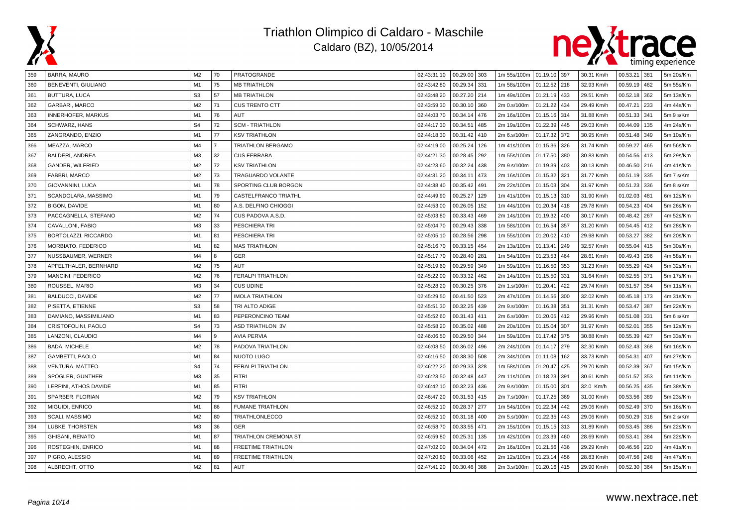# Triathlon Olimpico di Caldaro - Maschile

Caldaro (BZ), 10/05/2014

| | | | | | | | | | | | | | | |
|---|---|---|---|---|---|---|---|---|---|---|---|---|---|---|
| 359 | BARRA, MAURO | M2 | 70 | PRATOGRANDE | 02:43:31.10 | 00.29.00 | 303 | 1m 55s/100m | 01.19.10 | 397 | 30.31 Km/h | 00.53.21 | 381 | 5m 20s/Km |
| 360 | BENEVENTI, GIULIANO | M1 | 75 | MB TRIATHLON | 02:43:42.80 | 00.29.34 | 331 | 1m 58s/100m | 01.12.52 | 218 | 32.93 Km/h | 00.59.19 | 462 | 5m 55s/Km |
| 361 | BUTTURA, LUCA | S3 | 57 | MB TRIATHLON | 02:43:48.20 | 00.27.20 | 214 | 1m 49s/100m | 01.21.19 | 433 | 29.51 Km/h | 00.52.18 | 362 | 5m 13s/Km |
| 362 | GARBARI, MARCO | M2 | 71 | CUS TRENTO CTT | 02:43:59.30 | 00.30.10 | 360 | 2m 0.s/100m | 01.21.22 | 434 | 29.49 Km/h | 00.47.21 | 233 | 4m 44s/Km |
| 363 | INNERHOFER, MARKUS | M1 | 76 | AUT | 02:44:03.70 | 00.34.14 | 476 | 2m 16s/100m | 01.15.16 | 314 | 31.88 Km/h | 00.51.33 | 341 | 5m 9 s/Km |
| 364 | SCHWARZ, HANS | S4 | 72 | SCM - TRIATHLON | 02:44:17.30 | 00.34.51 | 485 | 2m 19s/100m | 01.22.39 | 445 | 29.03 Km/h | 00.44.09 | 135 | 4m 24s/Km |
| 365 | ZANGRANDO, ENZIO | M1 | 77 | KSV TRIATHLON | 02:44:18.30 | 00.31.42 | 410 | 2m 6.s/100m | 01.17.32 | 372 | 30.95 Km/h | 00.51.48 | 349 | 5m 10s/Km |
| 366 | MEAZZA, MARCO | M4 | 7 | TRIATHLON BERGAMO | 02:44:19.00 | 00.25.24 | 126 | 1m 41s/100m | 01.15.36 | 326 | 31.74 Km/h | 00.59.27 | 465 | 5m 56s/Km |
| 367 | BALDERI, ANDREA | M3 | 32 | CUS FERRARA | 02:44:21.30 | 00.28.45 | 292 | 1m 55s/100m | 01.17.50 | 380 | 30.83 Km/h | 00.54.56 | 413 | 5m 29s/Km |
| 368 | GANDER, WILFRIED | M2 | 72 | KSV TRIATHLON | 02:44:23.60 | 00.32.24 | 438 | 2m 9.s/100m | 01.19.39 | 403 | 30.13 Km/h | 00.46.50 | 216 | 4m 41s/Km |
| 369 | FABBRI, MARCO | M2 | 73 | TRAGUARDO VOLANTE | 02:44:31.20 | 00.34.11 | 473 | 2m 16s/100m | 01.15.32 | 321 | 31.77 Km/h | 00.51.19 | 335 | 5m 7 s/Km |
| 370 | GIOVANNINI, LUCA | M1 | 78 | SPORTING CLUB BORGON | 02:44:38.40 | 00.35.42 | 491 | 2m 22s/100m | 01.15.03 | 304 | 31.97 Km/h | 00.51.23 | 336 | 5m 8 s/Km |
| 371 | SCANDOLARA, MASSIMO | M1 | 79 | CASTELFRANCO TRIATHL | 02:44:49.90 | 00.25.27 | 129 | 1m 41s/100m | 01.15.13 | 310 | 31.90 Km/h | 01.02.03 | 481 | 6m 12s/Km |
| 372 | BIGON, DAVIDE | M1 | 80 | A.S. DELFINO CHIOGGI | 02:44:53.00 | 00.26.05 | 152 | 1m 44s/100m | 01.20.34 | 418 | 29.78 Km/h | 00.54.23 | 404 | 5m 26s/Km |
| 373 | PACCAGNELLA, STEFANO | M2 | 74 | CUS PADOVA A.S.D. | 02:45:03.80 | 00.33.43 | 469 | 2m 14s/100m | 01.19.32 | 400 | 30.17 Km/h | 00.48.42 | 267 | 4m 52s/Km |
| 374 | CAVALLONI, FABIO | M3 | 33 | PESCHIERA TRI | 02:45:04.70 | 00.29.43 | 338 | 1m 58s/100m | 01.16.54 | 357 | 31.20 Km/h | 00.54.45 | 412 | 5m 28s/Km |
| 375 | BORTOLAZZI, RICCARDO | M1 | 81 | PESCHIERA TRI | 02:45:05.10 | 00.28.56 | 298 | 1m 55s/100m | 01.20.02 | 410 | 29.98 Km/h | 00.53.27 | 382 | 5m 20s/Km |
| 376 | MORBIATO, FEDERICO | M1 | 82 | MAS TRIATHLON | 02:45:16.70 | 00.33.15 | 454 | 2m 13s/100m | 01.13.41 | 249 | 32.57 Km/h | 00.55.04 | 415 | 5m 30s/Km |
| 377 | NUSSBAUMER, WERNER | M4 | 8 | GER | 02:45:17.70 | 00.28.40 | 281 | 1m 54s/100m | 01.23.53 | 464 | 28.61 Km/h | 00.49.43 | 296 | 4m 58s/Km |
| 378 | APFELTHALER, BERNHARD | M2 | 75 | AUT | 02:45:19.60 | 00.29.59 | 349 | 1m 59s/100m | 01.16.50 | 353 | 31.23 Km/h | 00.55.29 | 424 | 5m 32s/Km |
| 379 | MANCINI, FEDERICO | M2 | 76 | FERALPI TRIATHLON | 02:45:22.00 | 00.33.32 | 462 | 2m 14s/100m | 01.15.50 | 331 | 31.64 Km/h | 00.52.55 | 371 | 5m 17s/Km |
| 380 | ROUSSEL, MARIO | M3 | 34 | CUS UDINE | 02:45:28.20 | 00.30.25 | 376 | 2m 1.s/100m | 01.20.41 | 422 | 29.74 Km/h | 00.51.57 | 354 | 5m 11s/Km |
| 381 | BALDUCCI, DAVIDE | M2 | 77 | IMOLA TRIATHLON | 02:45:29.50 | 00.41.50 | 523 | 2m 47s/100m | 01.14.56 | 300 | 32.02 Km/h | 00.45.18 | 173 | 4m 31s/Km |
| 382 | PISETTA, ETIENNE | S3 | 58 | TRI ALTO ADIGE | 02:45:51.30 | 00.32.25 | 439 | 2m 9.s/100m | 01.16.38 | 351 | 31.31 Km/h | 00.53.47 | 387 | 5m 22s/Km |
| 383 | DAMIANO, MASSIMILIANO | M1 | 83 | PEPERONCINO TEAM | 02:45:52.60 | 00.31.43 | 411 | 2m 6.s/100m | 01.20.05 | 412 | 29.96 Km/h | 00.51.08 | 331 | 5m 6 s/Km |
| 384 | CRISTOFOLINI, PAOLO | S4 | 73 | ASD TRIATHLON 3V | 02:45:58.20 | 00.35.02 | 488 | 2m 20s/100m | 01.15.04 | 307 | 31.97 Km/h | 00.52.01 | 355 | 5m 12s/Km |
| 385 | LANZONI, CLAUDIO | M4 | 9 | AVIA PERVIA | 02:46:06.50 | 00.29.50 | 344 | 1m 59s/100m | 01.17.42 | 375 | 30.88 Km/h | 00.55.39 | 427 | 5m 33s/Km |
| 386 | BADA, MICHELE | M2 | 78 | PADOVA TRIATHLON | 02:46:08.50 | 00.36.02 | 496 | 2m 24s/100m | 01.14.17 | 279 | 32.30 Km/h | 00.52.43 | 368 | 5m 16s/Km |
| 387 | GAMBETTI, PAOLO | M1 | 84 | NUOTO LUGO | 02:46:16.50 | 00.38.30 | 508 | 2m 34s/100m | 01.11.08 | 162 | 33.73 Km/h | 00.54.31 | 407 | 5m 27s/Km |
| 388 | VENTURA, MATTEO | S4 | 74 | FERALPI TRIATHLON | 02:46:22.20 | 00.29.33 | 328 | 1m 58s/100m | 01.20.47 | 425 | 29.70 Km/h | 00.52.39 | 367 | 5m 15s/Km |
| 389 | SPÖGLER, GÜNTHER | M3 | 35 | FITRI | 02:46:23.50 | 00.32.48 | 447 | 2m 11s/100m | 01.18.23 | 391 | 30.61 Km/h | 00.51.57 | 353 | 5m 11s/Km |
| 390 | LERPINI, ATHOS DAVIDE | M1 | 85 | FITRI | 02:46:42.10 | 00.32.23 | 436 | 2m 9.s/100m | 01.15.00 | 301 | 32.0 Km/h | 00.56.25 | 435 | 5m 38s/Km |
| 391 | SPARBER, FLORIAN | M2 | 79 | KSV TRIATHLON | 02:46:47.20 | 00.31.53 | 415 | 2m 7.s/100m | 01.17.25 | 369 | 31.00 Km/h | 00.53.56 | 389 | 5m 23s/Km |
| 392 | MIGUIDI, ENRICO | M1 | 86 | FUMANE TRIATHLON | 02:46:52.10 | 00.28.37 | 277 | 1m 54s/100m | 01.22.34 | 442 | 29.06 Km/h | 00.52.49 | 370 | 5m 16s/Km |
| 393 | SCALI, MASSIMO | M2 | 80 | TRIATHLONLECCO | 02:46:52.10 | 00.31.18 | 400 | 2m 5.s/100m | 01.22.35 | 443 | 29.06 Km/h | 00.50.29 | 316 | 5m 2 s/Km |
| 394 | LÜBKE, THORSTEN | M3 | 36 | GER | 02:46:58.70 | 00.33.55 | 471 | 2m 15s/100m | 01.15.15 | 313 | 31.89 Km/h | 00.53.45 | 386 | 5m 22s/Km |
| 395 | GHISANI, RENATO | M1 | 87 | TRIATHLON CREMONA ST | 02:46:59.80 | 00.25.31 | 135 | 1m 42s/100m | 01.23.39 | 460 | 28.69 Km/h | 00.53.41 | 384 | 5m 22s/Km |
| 396 | ROSTEGHIN, ENRICO | M1 | 88 | FREETIME TRIATHLON | 02:47:02.00 | 00.34.04 | 472 | 2m 16s/100m | 01.21.56 | 436 | 29.29 Km/h | 00.46.56 | 220 | 4m 41s/Km |
| 397 | PIGRO, ALESSIO | M1 | 89 | FREETIME TRIATHLON | 02:47:20.80 | 00.33.06 | 452 | 2m 12s/100m | 01.23.14 | 456 | 28.83 Km/h | 00.47.56 | 248 | 4m 47s/Km |
| 398 | ALBRECHT, OTTO | M2 | 81 | AUT | 02:47:41.20 | 00.30.46 | 388 | 2m 3.s/100m | 01.20.16 | 415 | 29.90 Km/h | 00.52.30 | 364 | 5m 15s/Km |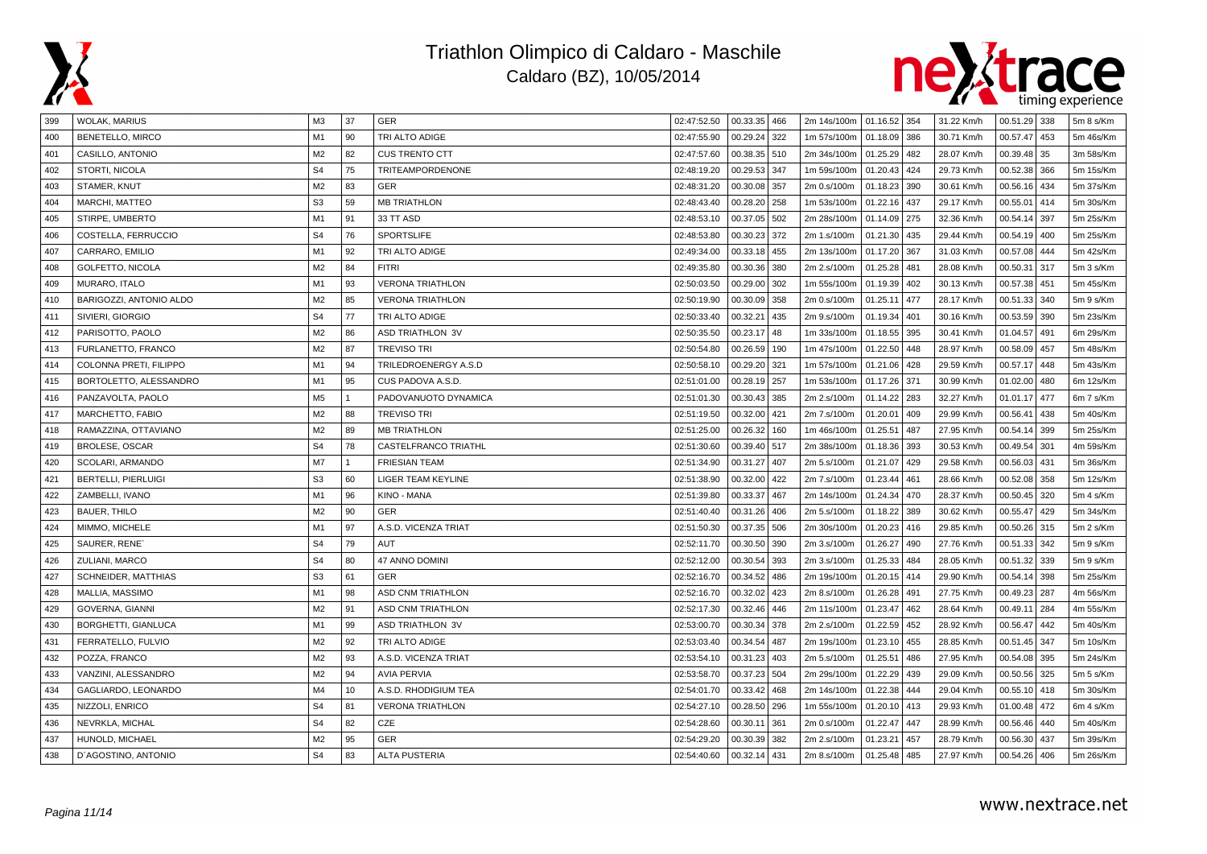# Triathlon Olimpico di Caldaro - Maschile

Caldaro (BZ), 10/05/2014

| | | | | | | | | | | | | | | | |
|---|---|---|---|---|---|---|---|---|---|---|---|---|---|---|---|
| 399 | WOLAK, MARIUS | M3 | 37 | GER | 02:47:52.50 | 00.33.35 | 466 | 2m 14s/100m | 01.16.52 | 354 | 31.22 Km/h | 00.51.29 | 338 | 5m 8 s/Km |
| 400 | BENETELLO, MIRCO | M1 | 90 | TRI ALTO ADIGE | 02:47:55.90 | 00.29.24 | 322 | 1m 57s/100m | 01.18.09 | 386 | 30.71 Km/h | 00.57.47 | 453 | 5m 46s/Km |
| 401 | CASILLO, ANTONIO | M2 | 82 | CUS TRENTO CTT | 02:47:57.60 | 00.38.35 | 510 | 2m 34s/100m | 01.25.29 | 482 | 28.07 Km/h | 00.39.48 | 35 | 3m 58s/Km |
| 402 | STORTI, NICOLA | S4 | 75 | TRITEAMPORDENONE | 02:48:19.20 | 00.29.53 | 347 | 1m 59s/100m | 01.20.43 | 424 | 29.73 Km/h | 00.52.38 | 366 | 5m 15s/Km |
| 403 | STAMER, KNUT | M2 | 83 | GER | 02:48:31.20 | 00.30.08 | 357 | 2m 0.s/100m | 01.18.23 | 390 | 30.61 Km/h | 00.56.16 | 434 | 5m 37s/Km |
| 404 | MARCHI, MATTEO | S3 | 59 | MB TRIATHLON | 02:48:43.40 | 00.28.20 | 258 | 1m 53s/100m | 01.22.16 | 437 | 29.17 Km/h | 00.55.01 | 414 | 5m 30s/Km |
| 405 | STIRPE, UMBERTO | M1 | 91 | 33 TT ASD | 02:48:53.10 | 00.37.05 | 502 | 2m 28s/100m | 01.14.09 | 275 | 32.36 Km/h | 00.54.14 | 397 | 5m 25s/Km |
| 406 | COSTELLA, FERRUCCIO | S4 | 76 | SPORTSLIFE | 02:48:53.80 | 00.30.23 | 372 | 2m 1.s/100m | 01.21.30 | 435 | 29.44 Km/h | 00.54.19 | 400 | 5m 25s/Km |
| 407 | CARRARO, EMILIO | M1 | 92 | TRI ALTO ADIGE | 02:49:34.00 | 00.33.18 | 455 | 2m 13s/100m | 01.17.20 | 367 | 31.03 Km/h | 00.57.08 | 444 | 5m 42s/Km |
| 408 | GOLFETTO, NICOLA | M2 | 84 | FITRI | 02:49:35.80 | 00.30.36 | 380 | 2m 2.s/100m | 01.25.28 | 481 | 28.08 Km/h | 00.50.31 | 317 | 5m 3 s/Km |
| 409 | MURARO, ITALO | M1 | 93 | VERONA TRIATHLON | 02:50:03.50 | 00.29.00 | 302 | 1m 55s/100m | 01.19.39 | 402 | 30.13 Km/h | 00.57.38 | 451 | 5m 45s/Km |
| 410 | BARIGOZZI, ANTONIO ALDO | M2 | 85 | VERONA TRIATHLON | 02:50:19.90 | 00.30.09 | 358 | 2m 0.s/100m | 01.25.11 | 477 | 28.17 Km/h | 00.51.33 | 340 | 5m 9 s/Km |
| 411 | SIVIERI, GIORGIO | S4 | 77 | TRI ALTO ADIGE | 02:50:33.40 | 00.32.21 | 435 | 2m 9.s/100m | 01.19.34 | 401 | 30.16 Km/h | 00.53.59 | 390 | 5m 23s/Km |
| 412 | PARISOTTO, PAOLO | M2 | 86 | ASD TRIATHLON 3V | 02:50:35.50 | 00.23.17 | 48 | 1m 33s/100m | 01.18.55 | 395 | 30.41 Km/h | 01.04.57 | 491 | 6m 29s/Km |
| 413 | FURLANETTO, FRANCO | M2 | 87 | TREVISO TRI | 02:50:54.80 | 00.26.59 | 190 | 1m 47s/100m | 01.22.50 | 448 | 28.97 Km/h | 00.58.09 | 457 | 5m 48s/Km |
| 414 | COLONNA PRETI, FILIPPO | M1 | 94 | TRILEDROENERGY A.S.D | 02:50:58.10 | 00.29.20 | 321 | 1m 57s/100m | 01.21.06 | 428 | 29.59 Km/h | 00.57.17 | 448 | 5m 43s/Km |
| 415 | BORTOLETTO, ALESSANDRO | M1 | 95 | CUS PADOVA A.S.D. | 02:51:01.00 | 00.28.19 | 257 | 1m 53s/100m | 01.17.26 | 371 | 30.99 Km/h | 01.02.00 | 480 | 6m 12s/Km |
| 416 | PANZAVOLTA, PAOLO | M5 | 1 | PADOVANUOTO DYNAMICA | 02:51:01.30 | 00.30.43 | 385 | 2m 2.s/100m | 01.14.22 | 283 | 32.27 Km/h | 01.01.17 | 477 | 6m 7 s/Km |
| 417 | MARCHETTO, FABIO | M2 | 88 | TREVISO TRI | 02:51:19.50 | 00.32.00 | 421 | 2m 7.s/100m | 01.20.01 | 409 | 29.99 Km/h | 00.56.41 | 438 | 5m 40s/Km |
| 418 | RAMAZZINA, OTTAVIANO | M2 | 89 | MB TRIATHLON | 02:51:25.00 | 00.26.32 | 160 | 1m 46s/100m | 01.25.51 | 487 | 27.95 Km/h | 00.54.14 | 399 | 5m 25s/Km |
| 419 | BROLESE, OSCAR | S4 | 78 | CASTELFRANCO TRIATHL | 02:51:30.60 | 00.39.40 | 517 | 2m 38s/100m | 01.18.36 | 393 | 30.53 Km/h | 00.49.54 | 301 | 4m 59s/Km |
| 420 | SCOLARI, ARMANDO | M7 | 1 | FRIESIAN TEAM | 02:51:34.90 | 00.31.27 | 407 | 2m 5.s/100m | 01.21.07 | 429 | 29.58 Km/h | 00.56.03 | 431 | 5m 36s/Km |
| 421 | BERTELLI, PIERLUIGI | S3 | 60 | LIGER TEAM KEYLINE | 02:51:38.90 | 00.32.00 | 422 | 2m 7.s/100m | 01.23.44 | 461 | 28.66 Km/h | 00.52.08 | 358 | 5m 12s/Km |
| 422 | ZAMBELLI, IVANO | M1 | 96 | KINO - MANA | 02:51:39.80 | 00.33.37 | 467 | 2m 14s/100m | 01.24.34 | 470 | 28.37 Km/h | 00.50.45 | 320 | 5m 4 s/Km |
| 423 | BAUER, THILO | M2 | 90 | GER | 02:51:40.40 | 00.31.26 | 406 | 2m 5.s/100m | 01.18.22 | 389 | 30.62 Km/h | 00.55.47 | 429 | 5m 34s/Km |
| 424 | MIMMO, MICHELE | M1 | 97 | A.S.D. VICENZA TRIAT | 02:51:50.30 | 00.37.35 | 506 | 2m 30s/100m | 01.20.23 | 416 | 29.85 Km/h | 00.50.26 | 315 | 5m 2 s/Km |
| 425 | SAURER, RENE` | S4 | 79 | AUT | 02:52:11.70 | 00.30.50 | 390 | 2m 3.s/100m | 01.26.27 | 490 | 27.76 Km/h | 00.51.33 | 342 | 5m 9 s/Km |
| 426 | ZULIANI, MARCO | S4 | 80 | 47 ANNO DOMINI | 02:52:12.00 | 00.30.54 | 393 | 2m 3.s/100m | 01.25.33 | 484 | 28.05 Km/h | 00.51.32 | 339 | 5m 9 s/Km |
| 427 | SCHNEIDER, MATTHIAS | S3 | 61 | GER | 02:52:16.70 | 00.34.52 | 486 | 2m 19s/100m | 01.20.15 | 414 | 29.90 Km/h | 00.54.14 | 398 | 5m 25s/Km |
| 428 | MALLIA, MASSIMO | M1 | 98 | ASD CNM TRIATHLON | 02:52:16.70 | 00.32.02 | 423 | 2m 8.s/100m | 01.26.28 | 491 | 27.75 Km/h | 00.49.23 | 287 | 4m 56s/Km |
| 429 | GOVERNA, GIANNI | M2 | 91 | ASD CNM TRIATHLON | 02:52:17.30 | 00.32.46 | 446 | 2m 11s/100m | 01.23.47 | 462 | 28.64 Km/h | 00.49.11 | 284 | 4m 55s/Km |
| 430 | BORGHETTI, GIANLUCA | M1 | 99 | ASD TRIATHLON 3V | 02:53:00.70 | 00.30.34 | 378 | 2m 2.s/100m | 01.22.59 | 452 | 28.92 Km/h | 00.56.47 | 442 | 5m 40s/Km |
| 431 | FERRATELLO, FULVIO | M2 | 92 | TRI ALTO ADIGE | 02:53:03.40 | 00.34.54 | 487 | 2m 19s/100m | 01.23.10 | 455 | 28.85 Km/h | 00.51.45 | 347 | 5m 10s/Km |
| 432 | POZZA, FRANCO | M2 | 93 | A.S.D. VICENZA TRIAT | 02:53:54.10 | 00.31.23 | 403 | 2m 5.s/100m | 01.25.51 | 486 | 27.95 Km/h | 00.54.08 | 395 | 5m 24s/Km |
| 433 | VANZINI, ALESSANDRO | M2 | 94 | AVIA PERVIA | 02:53:58.70 | 00.37.23 | 504 | 2m 29s/100m | 01.22.29 | 439 | 29.09 Km/h | 00.50.56 | 325 | 5m 5 s/Km |
| 434 | GAGLIARDO, LEONARDO | M4 | 10 | A.S.D. RHODIGIUM TEA | 02:54:01.70 | 00.33.42 | 468 | 2m 14s/100m | 01.22.38 | 444 | 29.04 Km/h | 00.55.10 | 418 | 5m 30s/Km |
| 435 | NIZZOLI, ENRICO | S4 | 81 | VERONA TRIATHLON | 02:54:27.10 | 00.28.50 | 296 | 1m 55s/100m | 01.20.10 | 413 | 29.93 Km/h | 01.00.48 | 472 | 6m 4 s/Km |
| 436 | NEVRKLA, MICHAL | S4 | 82 | CZE | 02:54:28.60 | 00.30.11 | 361 | 2m 0.s/100m | 01.22.47 | 447 | 28.99 Km/h | 00.56.46 | 440 | 5m 40s/Km |
| 437 | HUNOLD, MICHAEL | M2 | 95 | GER | 02:54:29.20 | 00.30.39 | 382 | 2m 2.s/100m | 01.23.21 | 457 | 28.79 Km/h | 00.56.30 | 437 | 5m 39s/Km |
| 438 | D´AGOSTINO, ANTONIO | S4 | 83 | ALTA PUSTERIA | 02:54:40.60 | 00.32.14 | 431 | 2m 8.s/100m | 01.25.48 | 485 | 27.97 Km/h | 00.54.26 | 406 | 5m 26s/Km |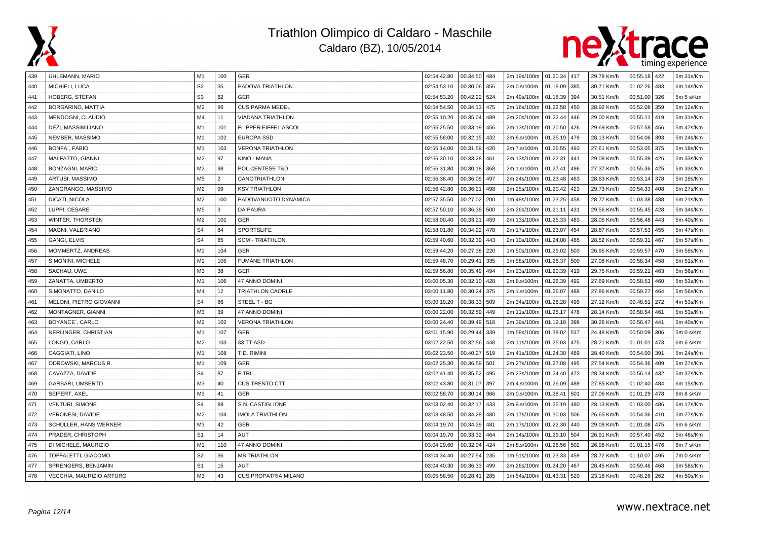# Triathlon Olimpico di Caldaro - Maschile

Caldaro (BZ), 10/05/2014

| | | | | | | | | | | | | | | | |
|---|---|---|---|---|---|---|---|---|---|---|---|---|---|---|---|
| 439 | UHLEMANN, MARIO | M1 | 100 | GER | 02:54:42.80 | 00.34.50 | 484 | 2m 19s/100m | 01.20.34 | 417 | 29.78 Km/h | 00.55.18 | 422 | 5m 31s/Km |
| 440 | MICHIELI, LUCA | S2 | 35 | PADOVA TRIATHLON | 02:54:53.10 | 00.30.06 | 356 | 2m 0.s/100m | 01.18.09 | 385 | 30.71 Km/h | 01.02.26 | 483 | 6m 14s/Km |
| 441 | HOBERG, STEFAN | S3 | 62 | GER | 02:54:53.20 | 00.42.22 | 524 | 2m 49s/100m | 01.18.39 | 394 | 30.51 Km/h | 00.51.00 | 326 | 5m 5 s/Km |
| 442 | BORGARINO, MATTIA | M2 | 96 | CUS PARMA MEDEL | 02:54:54.50 | 00.34.13 | 475 | 2m 16s/100m | 01.22.58 | 450 | 28.92 Km/h | 00.52.08 | 359 | 5m 12s/Km |
| 443 | MENDOGNI, CLAUDIO | M4 | 11 | VIADANA TRIATHLON | 02:55:10.20 | 00.35.04 | 489 | 2m 20s/100m | 01.22.44 | 446 | 29.00 Km/h | 00.55.11 | 419 | 5m 31s/Km |
| 444 | DEZI, MASSIMILIANO | M1 | 101 | FLIPPER EIFFEL ASCOL | 02:55:25.50 | 00.33.19 | 456 | 2m 13s/100m | 01.20.50 | 426 | 29.69 Km/h | 00.57.58 | 456 | 5m 47s/Km |
| 445 | NEMBER, MASSIMO | M1 | 102 | EUROPA SSD | 02:55:58.00 | 00.32.15 | 432 | 2m 8.s/100m | 01.25.19 | 479 | 28.13 Km/h | 00.54.06 | 393 | 5m 24s/Km |
| 446 | BONFA´, FABIO | M1 | 103 | VERONA TRIATHLON | 02:56:14.00 | 00.31.59 | 420 | 2m 7.s/100m | 01.26.55 | 493 | 27.61 Km/h | 00.53.05 | 375 | 5m 18s/Km |
| 447 | MALFATTO, GIANNI | M2 | 97 | KINO - MANA | 02:56:30.10 | 00.33.28 | 461 | 2m 13s/100m | 01.22.31 | 441 | 29.08 Km/h | 00.55.39 | 426 | 5m 33s/Km |
| 448 | BONZAGNI, MARIO | M2 | 98 | POL.CENTESE T&D | 02:56:31.80 | 00.30.18 | 368 | 2m 1.s/100m | 01.27.41 | 496 | 27.37 Km/h | 00.55.36 | 425 | 5m 33s/Km |
| 449 | ARTUSI, MASSIMO | M5 | 2 | CANOTRIATHLON | 02:56:38.40 | 00.36.09 | 497 | 2m 24s/100m | 01.23.48 | 463 | 28.63 Km/h | 00.53.14 | 378 | 5m 19s/Km |
| 450 | ZANGRANGO, MASSIMO | M2 | 99 | KSV TRIATHLON | 02:56:42.80 | 00.36.21 | 498 | 2m 25s/100m | 01.20.42 | 423 | 29.73 Km/h | 00.54.33 | 408 | 5m 27s/Km |
| 451 | DICATI, NICOLA | M2 | 100 | PADOVANUOTO DYNAMICA | 02:57:35.50 | 00.27.02 | 200 | 1m 48s/100m | 01.23.25 | 458 | 28.77 Km/h | 01.03.38 | 488 | 6m 21s/Km |
| 452 | LUPPI, CESARE | M5 | 3 | DA PAURA | 02:57:50.10 | 00.36.38 | 500 | 2m 26s/100m | 01.21.11 | 431 | 29.56 Km/h | 00.55.45 | 428 | 5m 34s/Km |
| 453 | WINTER, THORSTEN | M2 | 101 | GER | 02:58:00.40 | 00.33.21 | 459 | 2m 13s/100m | 01.25.33 | 483 | 28.05 Km/h | 00.56.48 | 443 | 5m 40s/Km |
| 454 | MAGNI, VALERIANO | S4 | 84 | SPORTSLIFE | 02:58:01.80 | 00.34.22 | 478 | 2m 17s/100m | 01.23.07 | 454 | 28.87 Km/h | 00.57.53 | 455 | 5m 47s/Km |
| 455 | GANGI, ELVIS | S4 | 85 | SCM - TRIATHLON | 02:59:40.60 | 00.32.39 | 443 | 2m 10s/100m | 01.24.08 | 465 | 28.52 Km/h | 00.59.31 | 467 | 5m 57s/Km |
| 456 | MOMMERTZ, ANDREAS | M1 | 104 | GER | 02:59:44.20 | 00.27.38 | 220 | 1m 50s/100m | 01.29.02 | 503 | 26.95 Km/h | 00.59.57 | 470 | 5m 59s/Km |
| 457 | SIMONINI, MICHELE | M1 | 105 | FUMANE TRIATHLON | 02:59:48.70 | 00.29.41 | 335 | 1m 58s/100m | 01.28.37 | 500 | 27.08 Km/h | 00.58.34 | 458 | 5m 51s/Km |
| 458 | SACHAU, UWE | M3 | 38 | GER | 02:59:56.80 | 00.35.49 | 494 | 2m 23s/100m | 01.20.39 | 419 | 29.75 Km/h | 00.59.21 | 463 | 5m 56s/Km |
| 459 | ZANATTA, UMBERTO | M1 | 106 | 47 ANNO DOMINI | 03:00:05.30 | 00.32.10 | 428 | 2m 8.s/100m | 01.26.39 | 492 | 27.69 Km/h | 00.58.53 | 460 | 5m 53s/Km |
| 460 | SIMONATTO, DANILO | M4 | 12 | TRIATHLON CAORLE | 03:00:11.80 | 00.30.24 | 375 | 2m 1.s/100m | 01.26.07 | 488 | 27.86 Km/h | 00.59.27 | 464 | 5m 56s/Km |
| 461 | MELONI, PIETRO GIOVANNI | S4 | 86 | STEEL T - BG | 03:00:19.20 | 00.38.33 | 509 | 2m 34s/100m | 01.28.28 | 499 | 27.12 Km/h | 00.48.51 | 272 | 4m 53s/Km |
| 462 | MONTAGNER, GIANNI | M3 | 39 | 47 ANNO DOMINI | 03:00:22.00 | 00.32.59 | 449 | 2m 11s/100m | 01.25.17 | 478 | 28.14 Km/h | 00.58.54 | 461 | 5m 53s/Km |
| 463 | BOYANCE´, CARLO | M2 | 102 | VERONA TRIATHLON | 03:00:24.40 | 00.39.49 | 518 | 2m 39s/100m | 01.19.18 | 398 | 30.26 Km/h | 00.56.47 | 441 | 5m 40s/Km |
| 464 | NERLINGER, CHRISTIAN | M1 | 107 | GER | 03:01:15.90 | 00.29.44 | 339 | 1m 58s/100m | 01.38.02 | 517 | 24.48 Km/h | 00.50.09 | 306 | 5m 0 s/Km |
| 465 | LONGO, CARLO | M2 | 103 | 33 TT ASD | 03:02:22.50 | 00.32.56 | 448 | 2m 11s/100m | 01.25.03 | 475 | 28.21 Km/h | 01.01.01 | 473 | 6m 6 s/Km |
| 466 | CAGGIATI, LINO | M1 | 108 | T.D. RIMINI | 03:02:23.50 | 00.40.27 | 519 | 2m 41s/100m | 01.24.30 | 469 | 28.40 Km/h | 00.54.00 | 391 | 5m 24s/Km |
| 467 | ODROWSKI, MARCUS R. | M1 | 109 | GER | 03:02:25.30 | 00.36.59 | 501 | 2m 27s/100m | 01.27.08 | 495 | 27.54 Km/h | 00.54.36 | 409 | 5m 27s/Km |
| 468 | CAVAZZA, DAVIDE | S4 | 87 | FITRI | 03:02:41.40 | 00.35.52 | 495 | 2m 23s/100m | 01.24.40 | 472 | 28.34 Km/h | 00.56.14 | 432 | 5m 37s/Km |
| 469 | GARBARI, UMBERTO | M3 | 40 | CUS TRENTO CTT | 03:02:43.80 | 00.31.07 | 397 | 2m 4.s/100m | 01.26.09 | 489 | 27.85 Km/h | 01.02.40 | 484 | 6m 15s/Km |
| 470 | SEIFERT, AXEL | M3 | 41 | GER | 03:02:58.70 | 00.30.14 | 366 | 2m 0.s/100m | 01.28.41 | 501 | 27.06 Km/h | 01.01.29 | 478 | 6m 8 s/Km |
| 471 | VENTURI, SIMONE | S4 | 88 | S.N. CASTIGLIONE | 03:03:02.40 | 00.32.17 | 433 | 2m 9.s/100m | 01.25.19 | 480 | 28.13 Km/h | 01.03.00 | 486 | 6m 17s/Km |
| 472 | VERONESI, DAVIDE | M2 | 104 | IMOLA TRIATHLON | 03:03:48.50 | 00.34.28 | 480 | 2m 17s/100m | 01.30.03 | 506 | 26.65 Km/h | 00.54.36 | 410 | 5m 27s/Km |
| 473 | SCHÜLLER, HANS WERNER | M3 | 42 | GER | 03:04:19.70 | 00.34.29 | 481 | 2m 17s/100m | 01.22.30 | 440 | 29.09 Km/h | 01.01.08 | 475 | 6m 6 s/Km |
| 474 | PRADER, CHRISTOPH | S1 | 14 | AUT | 03:04:19.70 | 00.33.32 | 464 | 2m 14s/100m | 01.29.10 | 504 | 26.91 Km/h | 00.57.40 | 452 | 5m 46s/Km |
| 475 | DI MICHELE, MAURIZIO | M1 | 110 | 47 ANNO DOMINI | 03:04:29.60 | 00.32.04 | 424 | 2m 8.s/100m | 01.28.56 | 502 | 26.98 Km/h | 01.01.15 | 476 | 6m 7 s/Km |
| 476 | TOFFALETTI, GIACOMO | S2 | 36 | MB TRIATHLON | 03:04:34.40 | 00.27.54 | 235 | 1m 51s/100m | 01.23.33 | 459 | 28.72 Km/h | 01.10.07 | 495 | 7m 0 s/Km |
| 477 | SPRENGERS, BENJAMIN | S1 | 15 | AUT | 03:04:40.30 | 00.36.33 | 499 | 2m 26s/100m | 01.24.20 | 467 | 28.45 Km/h | 00.59.46 | 468 | 5m 58s/Km |
| 478 | VECCHIA, MAURIZIO ARTURO | M3 | 43 | CUS PROPATRIA MILANO | 03:05:58.50 | 00.28.41 | 285 | 1m 54s/100m | 01.43.31 | 520 | 23.18 Km/h | 00.48.26 | 262 | 4m 50s/Km |

www.nextrace.net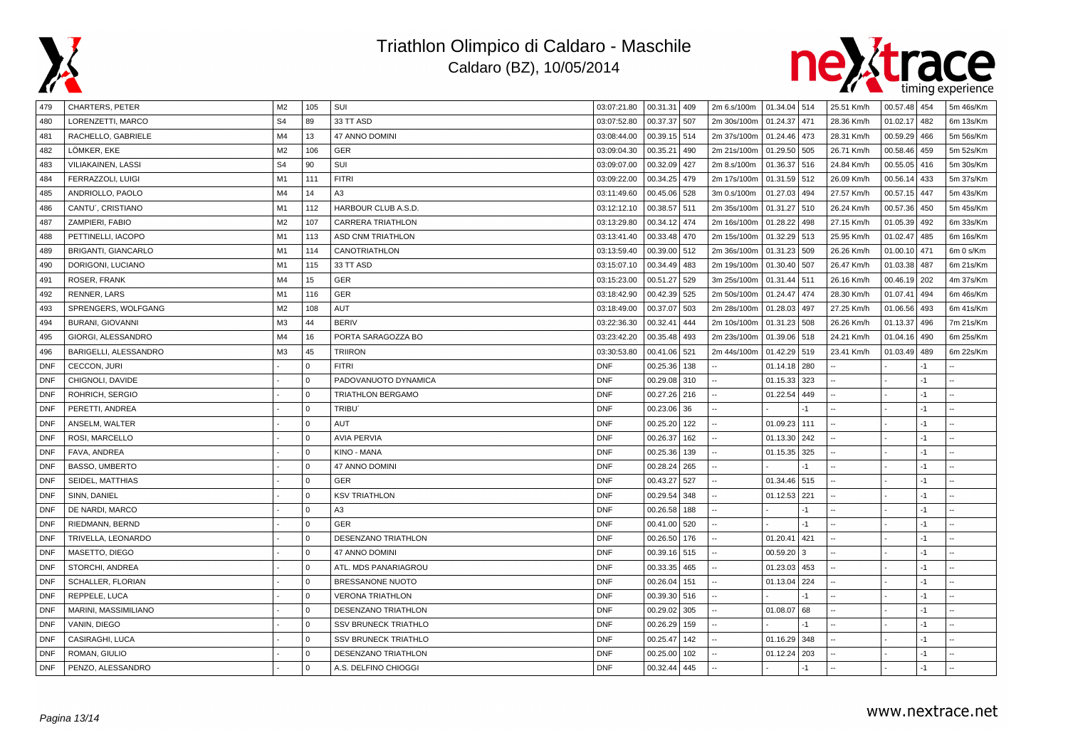# Triathlon Olimpico di Caldaro - Maschile

Caldaro (BZ), 10/05/2014

| | | | | | | | | | | | | | | | |
|---|---|---|---|---|---|---|---|---|---|---|---|---|---|---|---|
| 479 | CHARTERS, PETER | M2 | 105 | SUI | 03:07:21.80 | 00.31.31 | 409 | 2m 6.s/100m | 01.34.04 | 514 | 25.51 Km/h | 00.57.48 | 454 | 5m 46s/Km |
| 480 | LORENZETTI, MARCO | S4 | 89 | 33 TT ASD | 03:07:52.80 | 00.37.37 | 507 | 2m 30s/100m | 01.24.37 | 471 | 28.36 Km/h | 01.02.17 | 482 | 6m 13s/Km |
| 481 | RACHELLO, GABRIELE | M4 | 13 | 47 ANNO DOMINI | 03:08:44.00 | 00.39.15 | 514 | 2m 37s/100m | 01.24.46 | 473 | 28.31 Km/h | 00.59.29 | 466 | 5m 56s/Km |
| 482 | LÖMKER, EKE | M2 | 106 | GER | 03:09:04.30 | 00.35.21 | 490 | 2m 21s/100m | 01.29.50 | 505 | 26.71 Km/h | 00.58.46 | 459 | 5m 52s/Km |
| 483 | VILIAKAINEN, LASSI | S4 | 90 | SUI | 03:09:07.00 | 00.32.09 | 427 | 2m 8.s/100m | 01.36.37 | 516 | 24.84 Km/h | 00.55.05 | 416 | 5m 30s/Km |
| 484 | FERRAZZOLI, LUIGI | M1 | 111 | FITRI | 03:09:22.00 | 00.34.25 | 479 | 2m 17s/100m | 01.31.59 | 512 | 26.09 Km/h | 00.56.14 | 433 | 5m 37s/Km |
| 485 | ANDRIOLLO, PAOLO | M4 | 14 | A3 | 03:11:49.60 | 00.45.06 | 528 | 3m 0.s/100m | 01.27.03 | 494 | 27.57 Km/h | 00.57.15 | 447 | 5m 43s/Km |
| 486 | CANTU´, CRISTIANO | M1 | 112 | HARBOUR CLUB A.S.D. | 03:12:12.10 | 00.38.57 | 511 | 2m 35s/100m | 01.31.27 | 510 | 26.24 Km/h | 00.57.36 | 450 | 5m 45s/Km |
| 487 | ZAMPIERI, FABIO | M2 | 107 | CARRERA TRIATHLON | 03:13:29.80 | 00.34.12 | 474 | 2m 16s/100m | 01.28.22 | 498 | 27.15 Km/h | 01.05.39 | 492 | 6m 33s/Km |
| 488 | PETTINELLI, IACOPO | M1 | 113 | ASD CNM TRIATHLON | 03:13:41.40 | 00.33.48 | 470 | 2m 15s/100m | 01.32.29 | 513 | 25.95 Km/h | 01.02.47 | 485 | 6m 16s/Km |
| 489 | BRIGANTI, GIANCARLO | M1 | 114 | CANOTRIATHLON | 03:13:59.40 | 00.39.00 | 512 | 2m 36s/100m | 01.31.23 | 509 | 26.26 Km/h | 01.00.10 | 471 | 6m 0 s/Km |
| 490 | DORIGONI, LUCIANO | M1 | 115 | 33 TT ASD | 03:15:07.10 | 00.34.49 | 483 | 2m 19s/100m | 01.30.40 | 507 | 26.47 Km/h | 01.03.38 | 487 | 6m 21s/Km |
| 491 | ROSER, FRANK | M4 | 15 | GER | 03:15:23.00 | 00.51.27 | 529 | 3m 25s/100m | 01.31.44 | 511 | 26.16 Km/h | 00.46.19 | 202 | 4m 37s/Km |
| 492 | RENNER, LARS | M1 | 116 | GER | 03:18:42.90 | 00.42.39 | 525 | 2m 50s/100m | 01.24.47 | 474 | 28.30 Km/h | 01.07.41 | 494 | 6m 46s/Km |
| 493 | SPRENGERS, WOLFGANG | M2 | 108 | AUT | 03:18:49.00 | 00.37.07 | 503 | 2m 28s/100m | 01.28.03 | 497 | 27.25 Km/h | 01.06.56 | 493 | 6m 41s/Km |
| 494 | BURANI, GIOVANNI | M3 | 44 | BERIV | 03:22:36.30 | 00.32.41 | 444 | 2m 10s/100m | 01.31.23 | 508 | 26.26 Km/h | 01.13.37 | 496 | 7m 21s/Km |
| 495 | GIORGI, ALESSANDRO | M4 | 16 | PORTA SARAGOZZA BO | 03:23:42.20 | 00.35.48 | 493 | 2m 23s/100m | 01.39.06 | 518 | 24.21 Km/h | 01.04.16 | 490 | 6m 25s/Km |
| 496 | BARIGELLI, ALESSANDRO | M3 | 45 | TRIIRON | 03:30:53.80 | 00.41.06 | 521 | 2m 44s/100m | 01.42.29 | 519 | 23.41 Km/h | 01.03.49 | 489 | 6m 22s/Km |
| DNF | CECCON, JURI | - | 0 | FITRI | DNF | 00.25.36 | 138 | -- | 01.14.18 | 280 | -- | - | -1 | -- |
| DNF | CHIGNOLI, DAVIDE | - | 0 | PADOVANUOTO DYNAMICA | DNF | 00.29.08 | 310 | -- | 01.15.33 | 323 | -- | - | -1 | -- |
| DNF | ROHRICH, SERGIO | - | 0 | TRIATHLON BERGAMO | DNF | 00.27.26 | 216 | -- | 01.22.54 | 449 | -- | - | -1 | -- |
| DNF | PERETTI, ANDREA | - | 0 | TRIBU´ | DNF | 00.23.06 | 36 | -- | - | -1 | -- | - | -1 | -- |
| DNF | ANSELM, WALTER | - | 0 | AUT | DNF | 00.25.20 | 122 | -- | 01.09.23 | 111 | -- | - | -1 | -- |
| DNF | ROSI, MARCELLO | - | 0 | AVIA PERVIA | DNF | 00.26.37 | 162 | -- | 01.13.30 | 242 | -- | - | -1 | -- |
| DNF | FAVA, ANDREA | - | 0 | KINO - MANA | DNF | 00.25.36 | 139 | -- | 01.15.35 | 325 | -- | - | -1 | -- |
| DNF | BASSO, UMBERTO | - | 0 | 47 ANNO DOMINI | DNF | 00.28.24 | 265 | -- | - | -1 | -- | - | -1 | -- |
| DNF | SEIDEL, MATTHIAS | - | 0 | GER | DNF | 00.43.27 | 527 | -- | 01.34.46 | 515 | -- | - | -1 | -- |
| DNF | SINN, DANIEL | - | 0 | KSV TRIATHLON | DNF | 00.29.54 | 348 | -- | 01.12.53 | 221 | -- | - | -1 | -- |
| DNF | DE NARDI, MARCO | - | 0 | A3 | DNF | 00.26.58 | 188 | -- | - | -1 | -- | - | -1 | -- |
| DNF | RIEDMANN, BERND | - | 0 | GER | DNF | 00.41.00 | 520 | -- | - | -1 | -- | - | -1 | -- |
| DNF | TRIVELLA, LEONARDO | - | 0 | DESENZANO TRIATHLON | DNF | 00.26.50 | 176 | -- | 01.20.41 | 421 | -- | - | -1 | -- |
| DNF | MASETTO, DIEGO | - | 0 | 47 ANNO DOMINI | DNF | 00.39.16 | 515 | -- | 00.59.20 | 3 | -- | - | -1 | -- |
| DNF | STORCHI, ANDREA | - | 0 | ATL. MDS PANARIAGROU | DNF | 00.33.35 | 465 | -- | 01.23.03 | 453 | -- | - | -1 | -- |
| DNF | SCHALLER, FLORIAN | - | 0 | BRESSANONE NUOTO | DNF | 00.26.04 | 151 | -- | 01.13.04 | 224 | -- | - | -1 | -- |
| DNF | REPPELE, LUCA | - | 0 | VERONA TRIATHLON | DNF | 00.39.30 | 516 | -- | - | -1 | -- | - | -1 | -- |
| DNF | MARINI, MASSIMILIANO | - | 0 | DESENZANO TRIATHLON | DNF | 00.29.02 | 305 | -- | 01.08.07 | 68 | -- | - | -1 | -- |
| DNF | VANIN, DIEGO | - | 0 | SSV BRUNECK TRIATHLO | DNF | 00.26.29 | 159 | -- | - | -1 | -- | - | -1 | -- |
| DNF | CASIRAGHI, LUCA | - | 0 | SSV BRUNECK TRIATHLO | DNF | 00.25.47 | 142 | -- | 01.16.29 | 348 | -- | - | -1 | -- |
| DNF | ROMAN, GIULIO | - | 0 | DESENZANO TRIATHLON | DNF | 00.25.00 | 102 | -- | 01.12.24 | 203 | -- | - | -1 | -- |
| DNF | PENZO, ALESSANDRO | - | 0 | A.S. DELFINO CHIOGGI | DNF | 00.32.44 | 445 | -- | - | -1 | -- | - | -1 | -- |

www.nextrace.net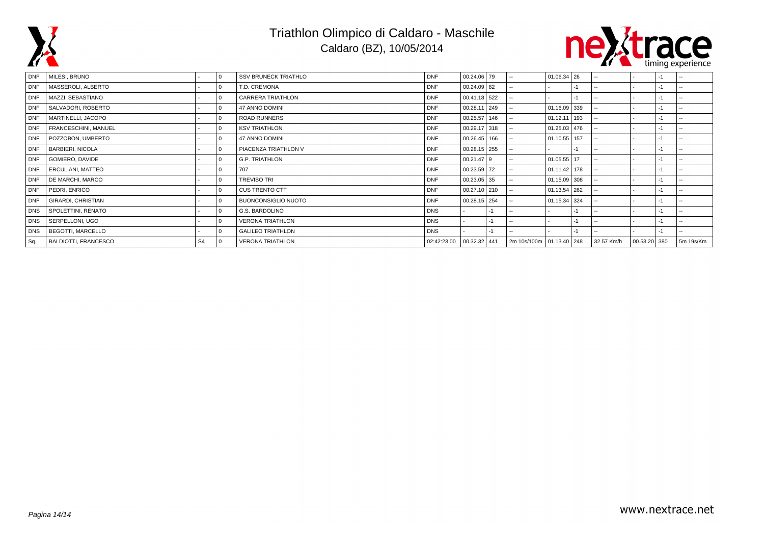# Triathlon Olimpico di Caldaro - Maschile

Caldaro (BZ), 10/05/2014

| | | | | | | | | | | | | | | |
|---|---|---|---|---|---|---|---|---|---|---|---|---|---|---|
| DNF | MILESI, BRUNO | - | 0 | SSV BRUNECK TRIATHLO | DNF | 00.24.06 | 79 | -- | 01.06.34 | 26 | -- | - | -1 | -- |
| DNF | MASSEROLI, ALBERTO | - | 0 | T.D. CREMONA | DNF | 00.24.09 | 82 | -- | - | -1 | -- | - | -1 | -- |
| DNF | MAZZI, SEBASTIANO | - | 0 | CARRERA TRIATHLON | DNF | 00.41.18 | 522 | -- | - | -1 | -- | - | -1 | -- |
| DNF | SALVADORI, ROBERTO | - | 0 | 47 ANNO DOMINI | DNF | 00.28.11 | 249 | -- | 01.16.09 | 339 | -- | - | -1 | -- |
| DNF | MARTINELLI, JACOPO | - | 0 | ROAD RUNNERS | DNF | 00.25.57 | 146 | -- | 01.12.11 | 193 | -- | - | -1 | -- |
| DNF | FRANCESCHINI, MANUEL | - | 0 | KSV TRIATHLON | DNF | 00.29.17 | 318 | -- | 01.25.03 | 476 | -- | - | -1 | -- |
| DNF | POZZOBON, UMBERTO | - | 0 | 47 ANNO DOMINI | DNF | 00.26.45 | 166 | -- | 01.10.55 | 157 | -- | - | -1 | -- |
| DNF | BARBIERI, NICOLA | - | 0 | PIACENZA TRIATHLON V | DNF | 00.28.15 | 255 | -- | - | -1 | -- | - | -1 | -- |
| DNF | GOMIERO, DAVIDE | - | 0 | G.P. TRIATHLON | DNF | 00.21.47 | 9 | -- | 01.05.55 | 17 | -- | - | -1 | -- |
| DNF | ERCULIANI, MATTEO | - | 0 | 707 | DNF | 00.23.59 | 72 | -- | 01.11.42 | 178 | -- | - | -1 | -- |
| DNF | DE MARCHI, MARCO | - | 0 | TREVISO TRI | DNF | 00.23.05 | 35 | -- | 01.15.09 | 308 | -- | - | -1 | -- |
| DNF | PEDRI, ENRICO | - | 0 | CUS TRENTO CTT | DNF | 00.27.10 | 210 | -- | 01.13.54 | 262 | -- | - | -1 | -- |
| DNF | GIRARDI, CHRISTIAN | - | 0 | BUONCONSIGLIO NUOTO | DNF | 00.28.15 | 254 | -- | 01.15.34 | 324 | -- | - | -1 | -- |
| DNS | SPOLETTINI, RENATO | - | 0 | G.S. BARDOLINO | DNS | - | -1 | -- | - | -1 | -- | - | -1 | -- |
| DNS | SERPELLONI, UGO | - | 0 | VERONA TRIATHLON | DNS | - | -1 | -- | - | -1 | -- | - | -1 | -- |
| DNS | BEGOTTI, MARCELLO | - | 0 | GALILEO TRIATHLON | DNS | - | -1 | -- | - | -1 | -- | - | -1 | -- |
| Sq. | BALDIOTTI, FRANCESCO | S4 | 0 | VERONA TRIATHLON | 02:42:23.00 | 00.32.32 | 441 | 2m 10s/100m | 01.13.40 | 248 | 32.57 Km/h | 00.53.20 | 380 | 5m 19s/Km |

www.nextrace.net